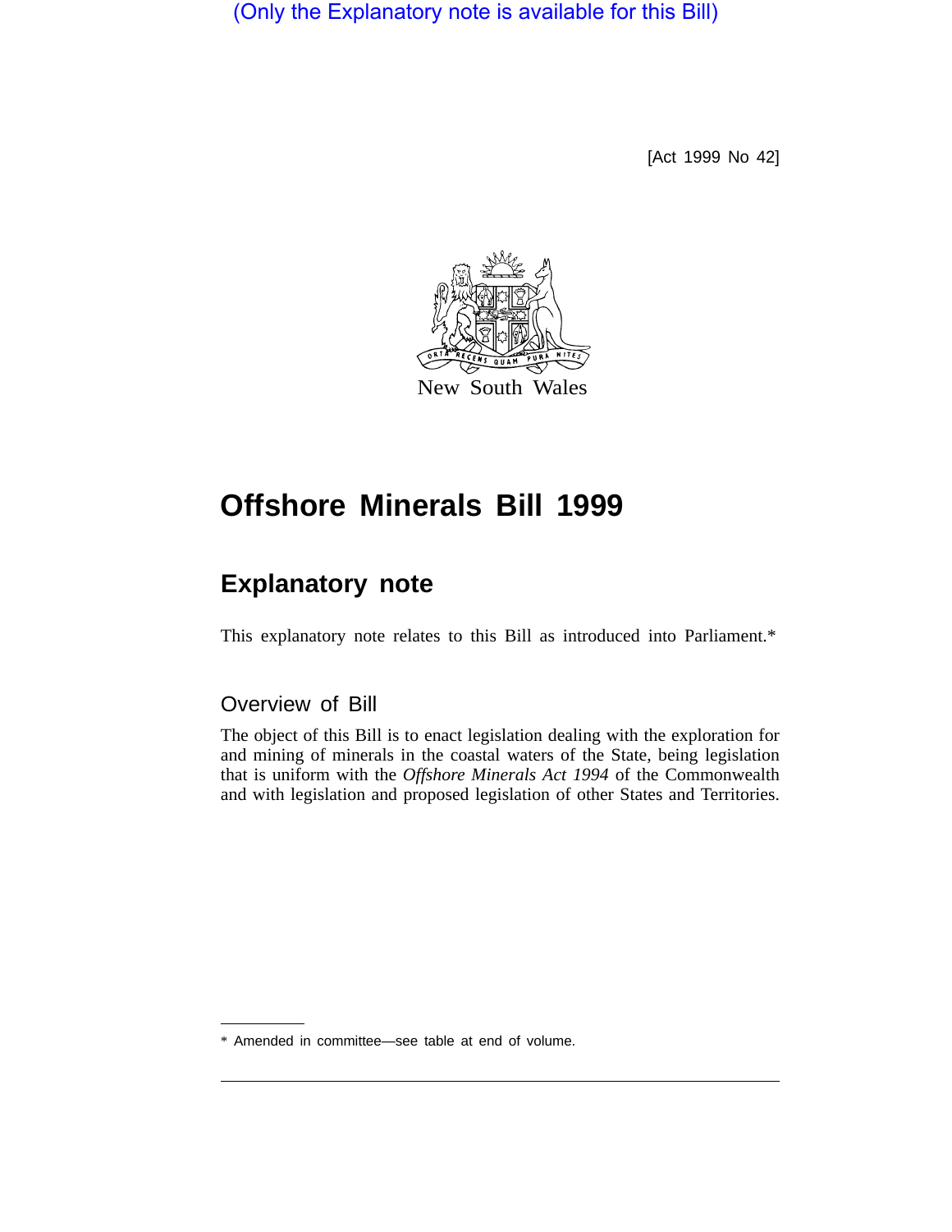(Only the Explanatory note is available for this Bill)

[Act 1999 No 42]

New South Wales

# Offshore Minerals Bill 1999

## Explanatory note

This explanatory note relates to this Bill as introduced into Parliament.*

### Overview of Bill

The object of this Bill is to enact legislation dealing with the exploration for and mining of minerals in the coastal waters of the State, being legislation that is uniform with the *Offshore Minerals Act 1994* of the Commonwealth and with legislation and proposed legislation of other States and Territories.

* Amended in committee—see table at end of volume.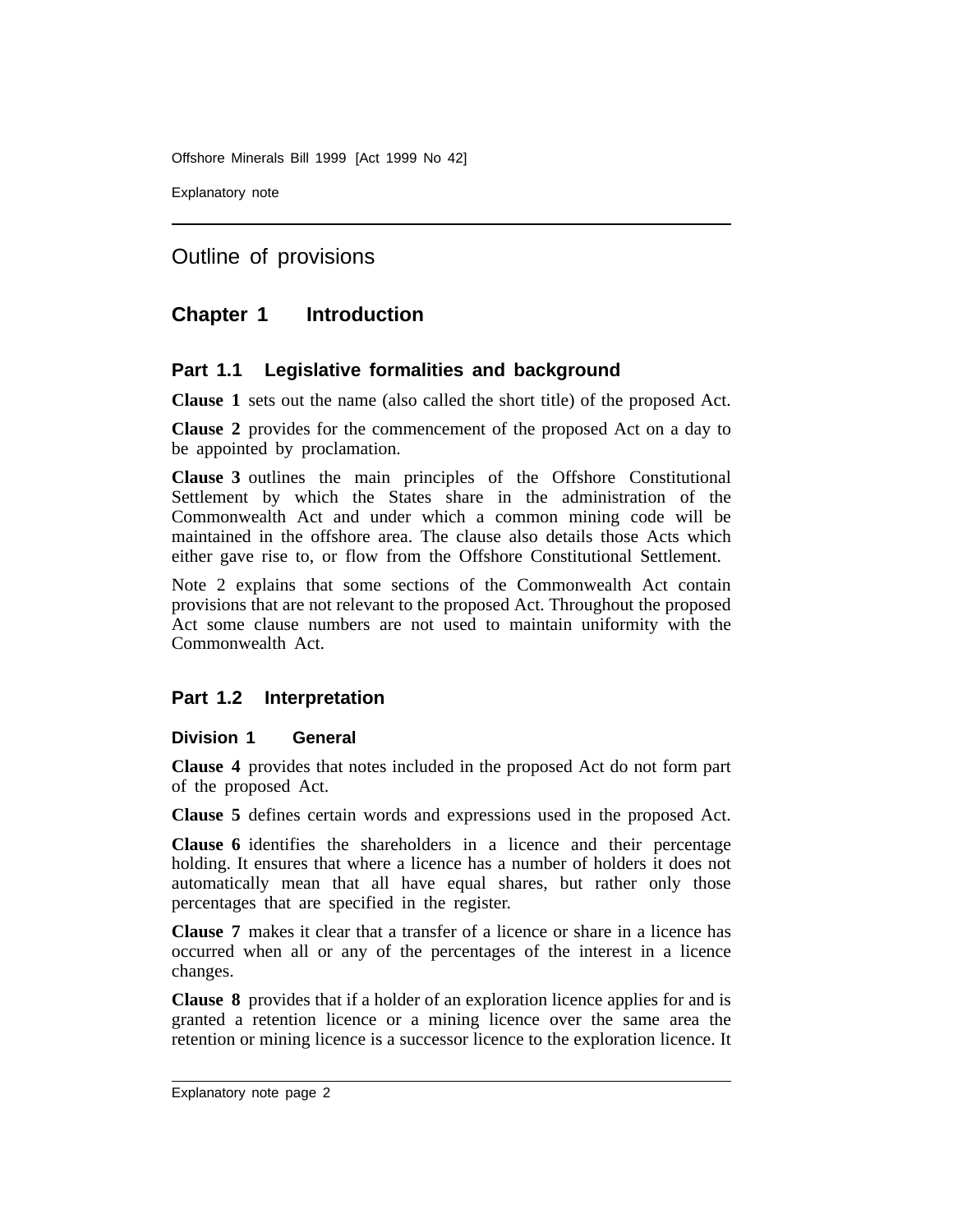## Outline of provisions

## Chapter 1 Introduction

### Part 1.1 Legislative formalities and background

**Clause 1** sets out the name (also called the short title) of the proposed Act.

**Clause 2** provides for the commencement of the proposed Act on a day to be appointed by proclamation.

**Clause 3** outlines the main principles of the Offshore Constitutional Settlement by which the States share in the administration of the Commonwealth Act and under which a common mining code will be maintained in the offshore area. The clause also details those Acts which either gave rise to, or flow from the Offshore Constitutional Settlement.

Note 2 explains that some sections of the Commonwealth Act contain provisions that are not relevant to the proposed Act. Throughout the proposed Act some clause numbers are not used to maintain uniformity with the Commonwealth Act.

### Part 1.2 Interpretation

#### Division 1 General

**Clause 4** provides that notes included in the proposed Act do not form part of the proposed Act.

**Clause 5** defines certain words and expressions used in the proposed Act.

**Clause 6** identifies the shareholders in a licence and their percentage holding. It ensures that where a licence has a number of holders it does not automatically mean that all have equal shares, but rather only those percentages that are specified in the register.

**Clause 7** makes it clear that a transfer of a licence or share in a licence has occurred when all or any of the percentages of the interest in a licence changes.

**Clause 8** provides that if a holder of an exploration licence applies for and is granted a retention licence or a mining licence over the same area the retention or mining licence is a successor licence to the exploration licence. It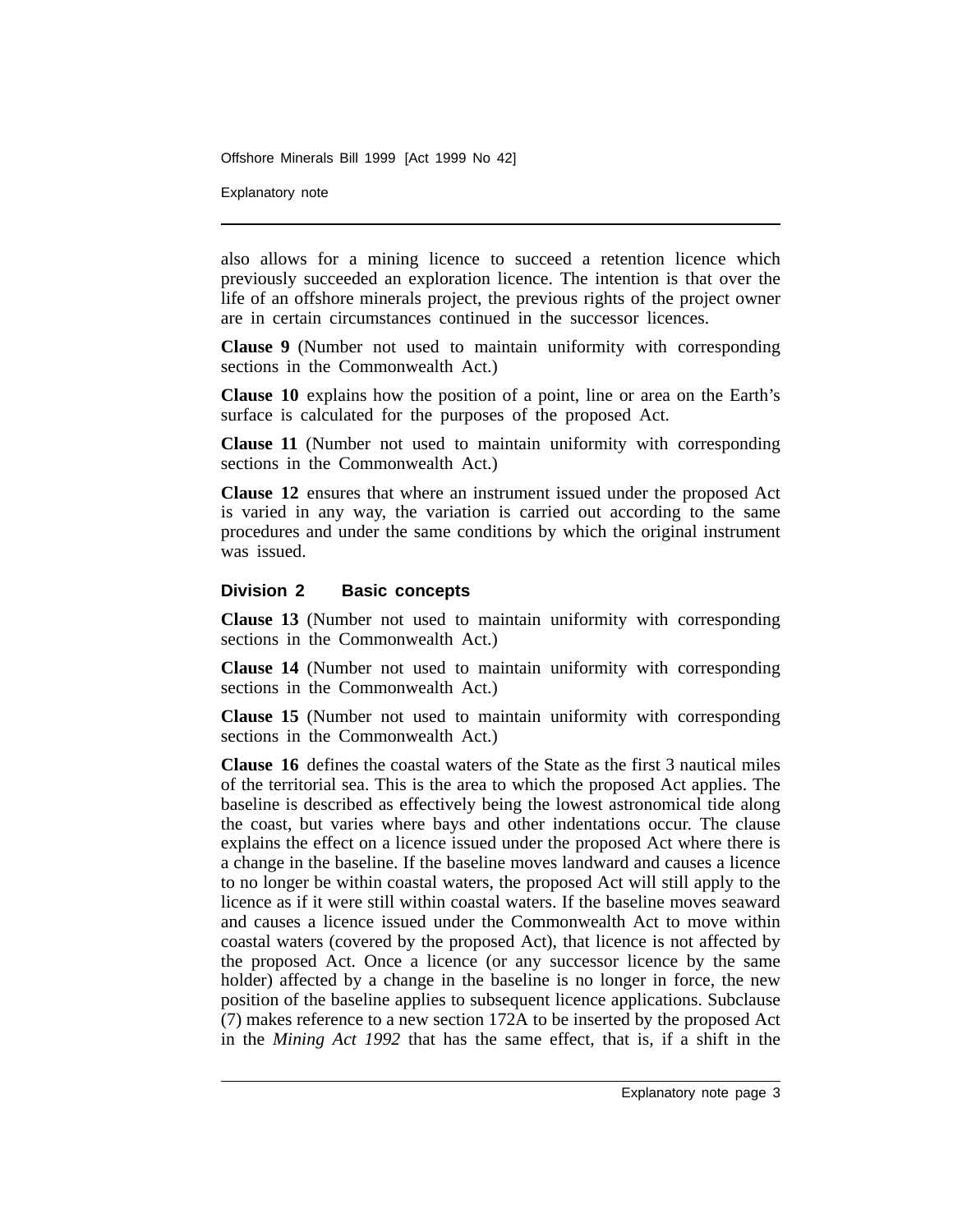also allows for a mining licence to succeed a retention licence which previously succeeded an exploration licence. The intention is that over the life of an offshore minerals project, the previous rights of the project owner are in certain circumstances continued in the successor licences.

**Clause 9** (Number not used to maintain uniformity with corresponding sections in the Commonwealth Act.)

**Clause 10** explains how the position of a point, line or area on the Earth's surface is calculated for the purposes of the proposed Act.

**Clause 11** (Number not used to maintain uniformity with corresponding sections in the Commonwealth Act.)

**Clause 12** ensures that where an instrument issued under the proposed Act is varied in any way, the variation is carried out according to the same procedures and under the same conditions by which the original instrument was issued.

### Division 2 Basic concepts

**Clause 13** (Number not used to maintain uniformity with corresponding sections in the Commonwealth Act.)

**Clause 14** (Number not used to maintain uniformity with corresponding sections in the Commonwealth Act.)

**Clause 15** (Number not used to maintain uniformity with corresponding sections in the Commonwealth Act.)

**Clause 16** defines the coastal waters of the State as the first 3 nautical miles of the territorial sea. This is the area to which the proposed Act applies. The baseline is described as effectively being the lowest astronomical tide along the coast, but varies where bays and other indentations occur. The clause explains the effect on a licence issued under the proposed Act where there is a change in the baseline. If the baseline moves landward and causes a licence to no longer be within coastal waters, the proposed Act will still apply to the licence as if it were still within coastal waters. If the baseline moves seaward and causes a licence issued under the Commonwealth Act to move within coastal waters (covered by the proposed Act), that licence is not affected by the proposed Act. Once a licence (or any successor licence by the same holder) affected by a change in the baseline is no longer in force, the new position of the baseline applies to subsequent licence applications. Subclause (7) makes reference to a new section 172A to be inserted by the proposed Act in the *Mining Act 1992* that has the same effect, that is, if a shift in the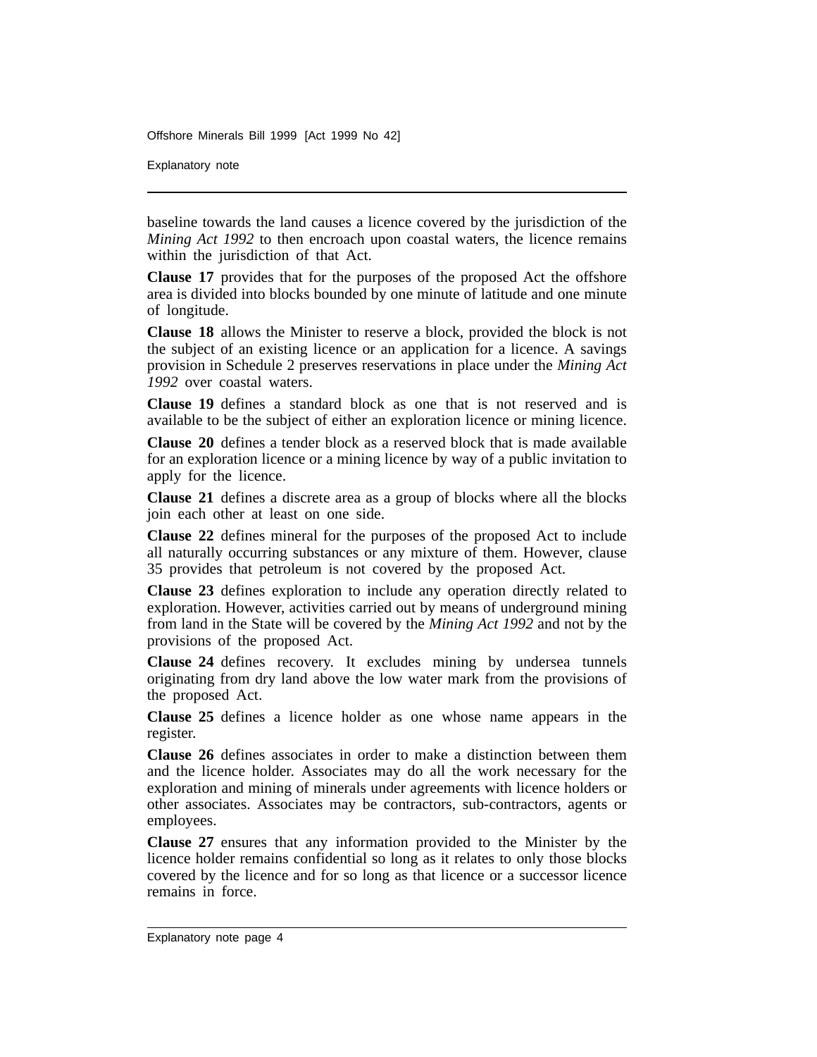baseline towards the land causes a licence covered by the jurisdiction of the *Mining Act 1992* to then encroach upon coastal waters, the licence remains within the jurisdiction of that Act.

**Clause 17** provides that for the purposes of the proposed Act the offshore area is divided into blocks bounded by one minute of latitude and one minute of longitude.

**Clause 18** allows the Minister to reserve a block, provided the block is not the subject of an existing licence or an application for a licence. A savings provision in Schedule 2 preserves reservations in place under the *Mining Act 1992* over coastal waters.

**Clause 19** defines a standard block as one that is not reserved and is available to be the subject of either an exploration licence or mining licence.

**Clause 20** defines a tender block as a reserved block that is made available for an exploration licence or a mining licence by way of a public invitation to apply for the licence.

**Clause 21** defines a discrete area as a group of blocks where all the blocks join each other at least on one side.

**Clause 22** defines mineral for the purposes of the proposed Act to include all naturally occurring substances or any mixture of them. However, clause 35 provides that petroleum is not covered by the proposed Act.

**Clause 23** defines exploration to include any operation directly related to exploration. However, activities carried out by means of underground mining from land in the State will be covered by the *Mining Act 1992* and not by the provisions of the proposed Act.

**Clause 24** defines recovery. It excludes mining by undersea tunnels originating from dry land above the low water mark from the provisions of the proposed Act.

**Clause 25** defines a licence holder as one whose name appears in the register.

**Clause 26** defines associates in order to make a distinction between them and the licence holder. Associates may do all the work necessary for the exploration and mining of minerals under agreements with licence holders or other associates. Associates may be contractors, sub-contractors, agents or employees.

**Clause 27** ensures that any information provided to the Minister by the licence holder remains confidential so long as it relates to only those blocks covered by the licence and for so long as that licence or a successor licence remains in force.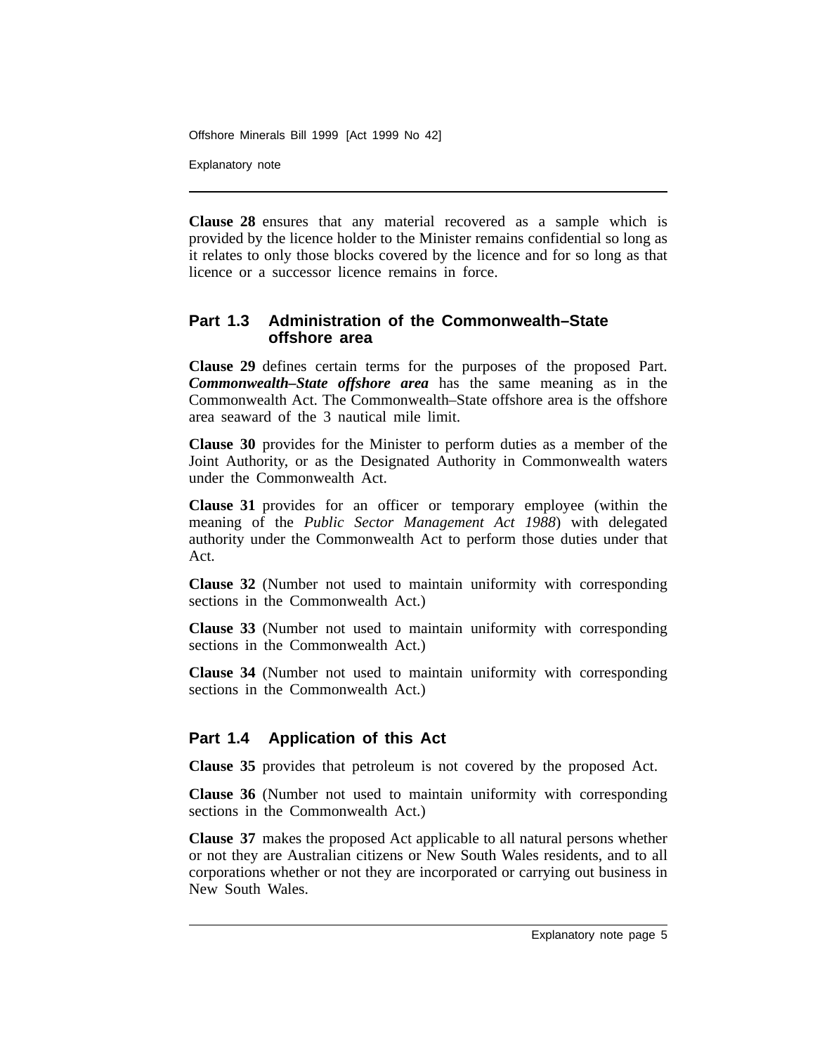**Clause 28** ensures that any material recovered as a sample which is provided by the licence holder to the Minister remains confidential so long as it relates to only those blocks covered by the licence and for so long as that licence or a successor licence remains in force.

## Part 1.3 Administration of the Commonwealth–State offshore area

**Clause 29** defines certain terms for the purposes of the proposed Part. ***Commonwealth–State offshore area*** has the same meaning as in the Commonwealth Act. The Commonwealth–State offshore area is the offshore area seaward of the 3 nautical mile limit.

**Clause 30** provides for the Minister to perform duties as a member of the Joint Authority, or as the Designated Authority in Commonwealth waters under the Commonwealth Act.

**Clause 31** provides for an officer or temporary employee (within the meaning of the *Public Sector Management Act 1988*) with delegated authority under the Commonwealth Act to perform those duties under that Act.

**Clause 32** (Number not used to maintain uniformity with corresponding sections in the Commonwealth Act.)

**Clause 33** (Number not used to maintain uniformity with corresponding sections in the Commonwealth Act.)

**Clause 34** (Number not used to maintain uniformity with corresponding sections in the Commonwealth Act.)

## Part 1.4 Application of this Act

**Clause 35** provides that petroleum is not covered by the proposed Act.

**Clause 36** (Number not used to maintain uniformity with corresponding sections in the Commonwealth Act.)

**Clause 37** makes the proposed Act applicable to all natural persons whether or not they are Australian citizens or New South Wales residents, and to all corporations whether or not they are incorporated or carrying out business in New South Wales.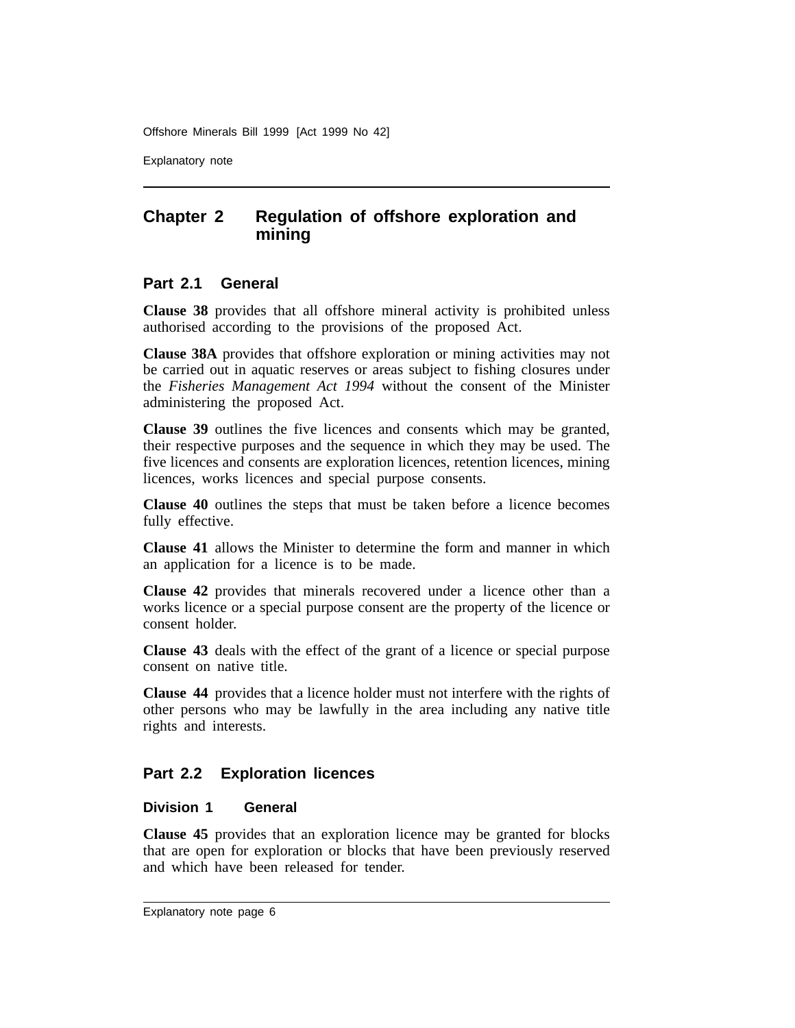## Chapter 2 Regulation of offshore exploration and mining

### Part 2.1 General

**Clause 38** provides that all offshore mineral activity is prohibited unless authorised according to the provisions of the proposed Act.

**Clause 38A** provides that offshore exploration or mining activities may not be carried out in aquatic reserves or areas subject to fishing closures under the *Fisheries Management Act 1994* without the consent of the Minister administering the proposed Act.

**Clause 39** outlines the five licences and consents which may be granted, their respective purposes and the sequence in which they may be used. The five licences and consents are exploration licences, retention licences, mining licences, works licences and special purpose consents.

**Clause 40** outlines the steps that must be taken before a licence becomes fully effective.

**Clause 41** allows the Minister to determine the form and manner in which an application for a licence is to be made.

**Clause 42** provides that minerals recovered under a licence other than a works licence or a special purpose consent are the property of the licence or consent holder.

**Clause 43** deals with the effect of the grant of a licence or special purpose consent on native title.

**Clause 44** provides that a licence holder must not interfere with the rights of other persons who may be lawfully in the area including any native title rights and interests.

### Part 2.2 Exploration licences

#### Division 1 General

**Clause 45** provides that an exploration licence may be granted for blocks that are open for exploration or blocks that have been previously reserved and which have been released for tender.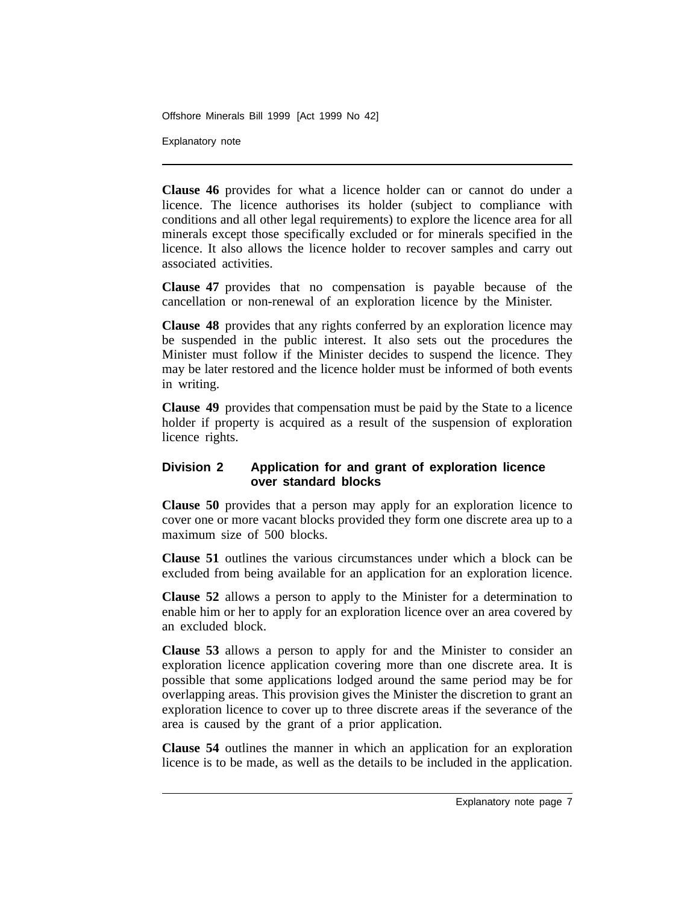**Clause 46** provides for what a licence holder can or cannot do under a licence. The licence authorises its holder (subject to compliance with conditions and all other legal requirements) to explore the licence area for all minerals except those specifically excluded or for minerals specified in the licence. It also allows the licence holder to recover samples and carry out associated activities.

**Clause 47** provides that no compensation is payable because of the cancellation or non-renewal of an exploration licence by the Minister.

**Clause 48** provides that any rights conferred by an exploration licence may be suspended in the public interest. It also sets out the procedures the Minister must follow if the Minister decides to suspend the licence. They may be later restored and the licence holder must be informed of both events in writing.

**Clause 49** provides that compensation must be paid by the State to a licence holder if property is acquired as a result of the suspension of exploration licence rights.

### Division 2 Application for and grant of exploration licence over standard blocks

**Clause 50** provides that a person may apply for an exploration licence to cover one or more vacant blocks provided they form one discrete area up to a maximum size of 500 blocks.

**Clause 51** outlines the various circumstances under which a block can be excluded from being available for an application for an exploration licence.

**Clause 52** allows a person to apply to the Minister for a determination to enable him or her to apply for an exploration licence over an area covered by an excluded block.

**Clause 53** allows a person to apply for and the Minister to consider an exploration licence application covering more than one discrete area. It is possible that some applications lodged around the same period may be for overlapping areas. This provision gives the Minister the discretion to grant an exploration licence to cover up to three discrete areas if the severance of the area is caused by the grant of a prior application.

**Clause 54** outlines the manner in which an application for an exploration licence is to be made, as well as the details to be included in the application.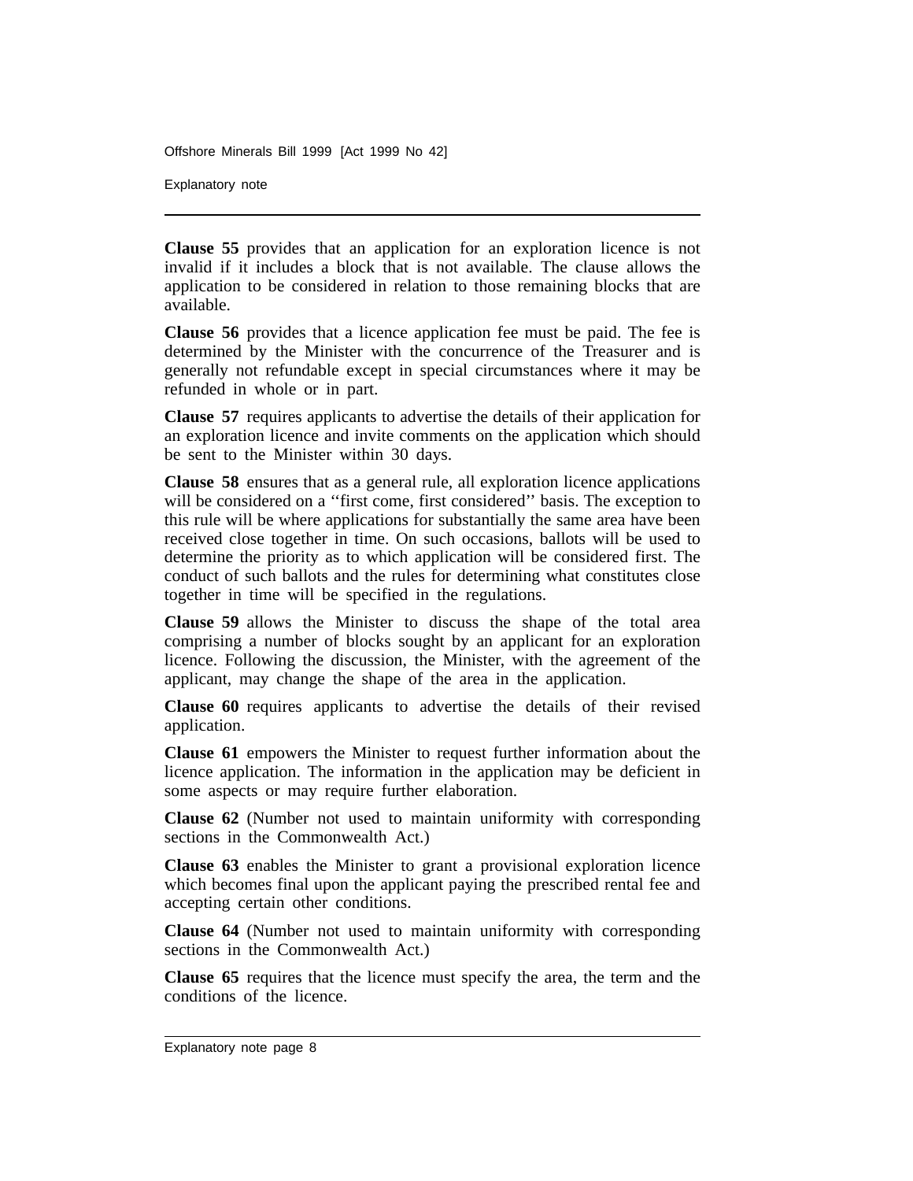**Clause 55** provides that an application for an exploration licence is not invalid if it includes a block that is not available. The clause allows the application to be considered in relation to those remaining blocks that are available.

**Clause 56** provides that a licence application fee must be paid. The fee is determined by the Minister with the concurrence of the Treasurer and is generally not refundable except in special circumstances where it may be refunded in whole or in part.

**Clause 57** requires applicants to advertise the details of their application for an exploration licence and invite comments on the application which should be sent to the Minister within 30 days.

**Clause 58** ensures that as a general rule, all exploration licence applications will be considered on a ''first come, first considered'' basis. The exception to this rule will be where applications for substantially the same area have been received close together in time. On such occasions, ballots will be used to determine the priority as to which application will be considered first. The conduct of such ballots and the rules for determining what constitutes close together in time will be specified in the regulations.

**Clause 59** allows the Minister to discuss the shape of the total area comprising a number of blocks sought by an applicant for an exploration licence. Following the discussion, the Minister, with the agreement of the applicant, may change the shape of the area in the application.

**Clause 60** requires applicants to advertise the details of their revised application.

**Clause 61** empowers the Minister to request further information about the licence application. The information in the application may be deficient in some aspects or may require further elaboration.

**Clause 62** (Number not used to maintain uniformity with corresponding sections in the Commonwealth Act.)

**Clause 63** enables the Minister to grant a provisional exploration licence which becomes final upon the applicant paying the prescribed rental fee and accepting certain other conditions.

**Clause 64** (Number not used to maintain uniformity with corresponding sections in the Commonwealth Act.)

**Clause 65** requires that the licence must specify the area, the term and the conditions of the licence.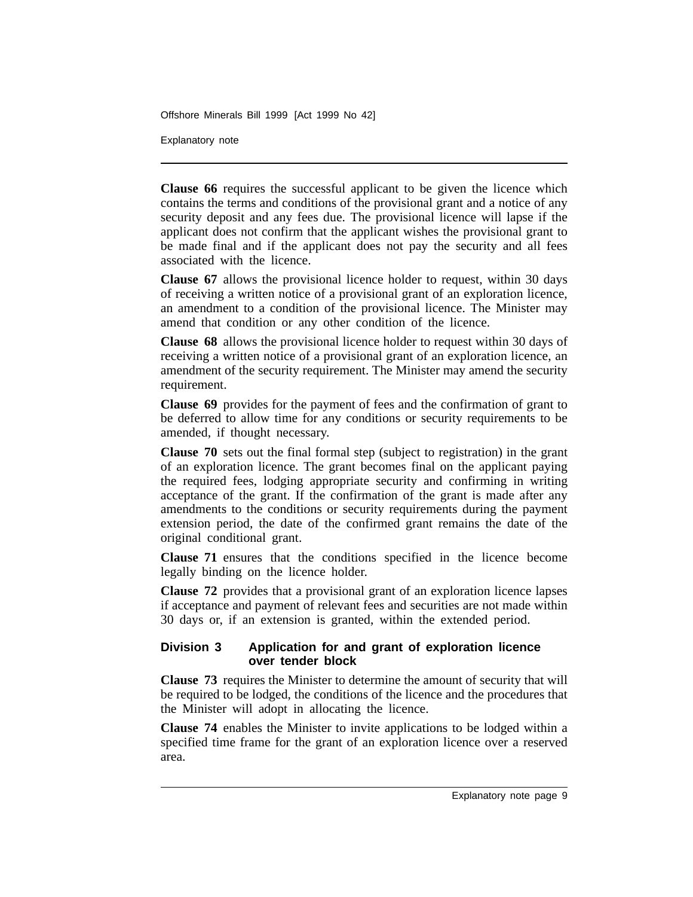**Clause 66** requires the successful applicant to be given the licence which contains the terms and conditions of the provisional grant and a notice of any security deposit and any fees due. The provisional licence will lapse if the applicant does not confirm that the applicant wishes the provisional grant to be made final and if the applicant does not pay the security and all fees associated with the licence.

**Clause 67** allows the provisional licence holder to request, within 30 days of receiving a written notice of a provisional grant of an exploration licence, an amendment to a condition of the provisional licence. The Minister may amend that condition or any other condition of the licence.

**Clause 68** allows the provisional licence holder to request within 30 days of receiving a written notice of a provisional grant of an exploration licence, an amendment of the security requirement. The Minister may amend the security requirement.

**Clause 69** provides for the payment of fees and the confirmation of grant to be deferred to allow time for any conditions or security requirements to be amended, if thought necessary.

**Clause 70** sets out the final formal step (subject to registration) in the grant of an exploration licence. The grant becomes final on the applicant paying the required fees, lodging appropriate security and confirming in writing acceptance of the grant. If the confirmation of the grant is made after any amendments to the conditions or security requirements during the payment extension period, the date of the confirmed grant remains the date of the original conditional grant.

**Clause 71** ensures that the conditions specified in the licence become legally binding on the licence holder.

**Clause 72** provides that a provisional grant of an exploration licence lapses if acceptance and payment of relevant fees and securities are not made within 30 days or, if an extension is granted, within the extended period.

### Division 3 Application for and grant of exploration licence over tender block

**Clause 73** requires the Minister to determine the amount of security that will be required to be lodged, the conditions of the licence and the procedures that the Minister will adopt in allocating the licence.

**Clause 74** enables the Minister to invite applications to be lodged within a specified time frame for the grant of an exploration licence over a reserved area.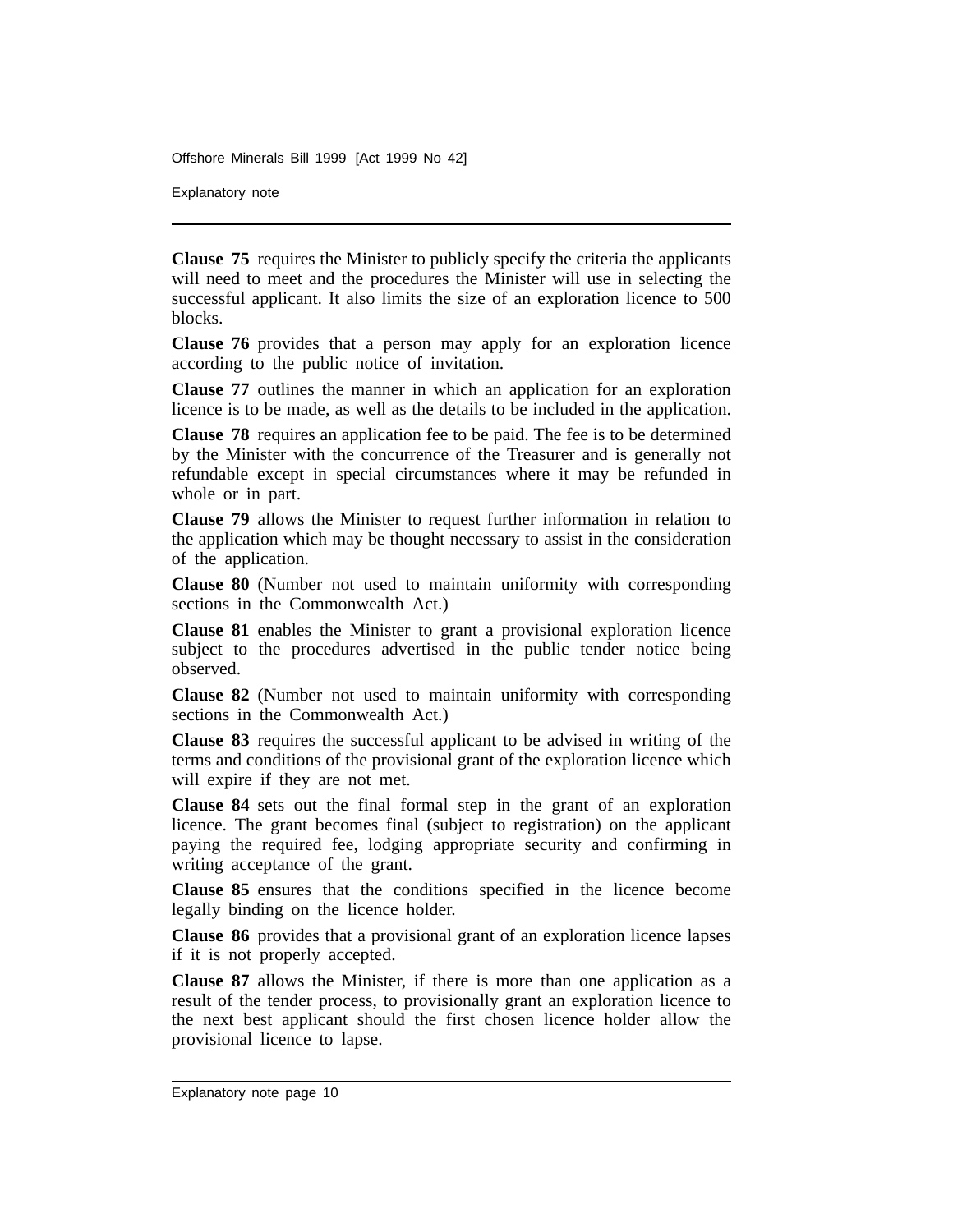**Clause 75** requires the Minister to publicly specify the criteria the applicants will need to meet and the procedures the Minister will use in selecting the successful applicant. It also limits the size of an exploration licence to 500 blocks.

**Clause 76** provides that a person may apply for an exploration licence according to the public notice of invitation.

**Clause 77** outlines the manner in which an application for an exploration licence is to be made, as well as the details to be included in the application.

**Clause 78** requires an application fee to be paid. The fee is to be determined by the Minister with the concurrence of the Treasurer and is generally not refundable except in special circumstances where it may be refunded in whole or in part.

**Clause 79** allows the Minister to request further information in relation to the application which may be thought necessary to assist in the consideration of the application.

**Clause 80** (Number not used to maintain uniformity with corresponding sections in the Commonwealth Act.)

**Clause 81** enables the Minister to grant a provisional exploration licence subject to the procedures advertised in the public tender notice being observed.

**Clause 82** (Number not used to maintain uniformity with corresponding sections in the Commonwealth Act.)

**Clause 83** requires the successful applicant to be advised in writing of the terms and conditions of the provisional grant of the exploration licence which will expire if they are not met.

**Clause 84** sets out the final formal step in the grant of an exploration licence. The grant becomes final (subject to registration) on the applicant paying the required fee, lodging appropriate security and confirming in writing acceptance of the grant.

**Clause 85** ensures that the conditions specified in the licence become legally binding on the licence holder.

**Clause 86** provides that a provisional grant of an exploration licence lapses if it is not properly accepted.

**Clause 87** allows the Minister, if there is more than one application as a result of the tender process, to provisionally grant an exploration licence to the next best applicant should the first chosen licence holder allow the provisional licence to lapse.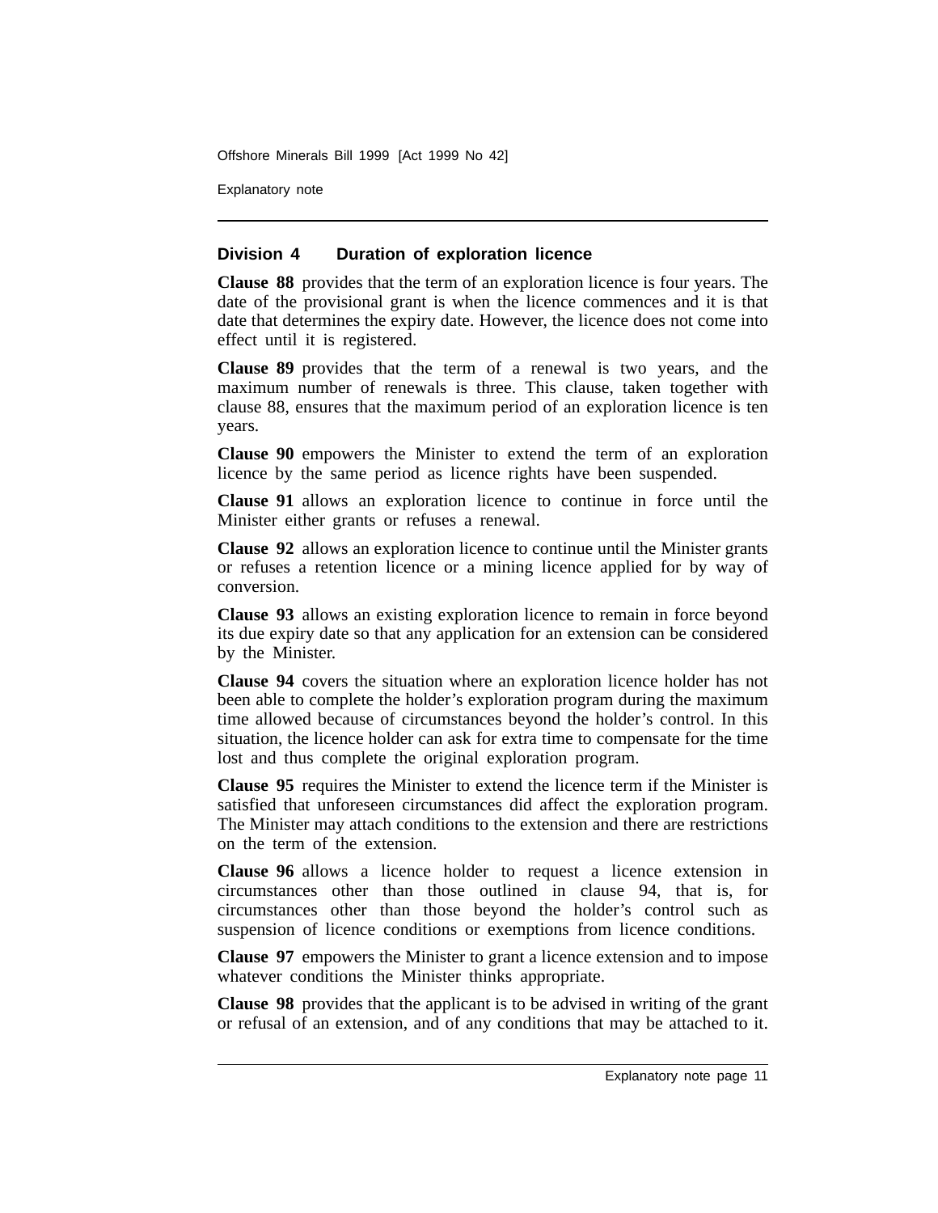## Division 4 Duration of exploration licence

**Clause 88** provides that the term of an exploration licence is four years. The date of the provisional grant is when the licence commences and it is that date that determines the expiry date. However, the licence does not come into effect until it is registered.

**Clause 89** provides that the term of a renewal is two years, and the maximum number of renewals is three. This clause, taken together with clause 88, ensures that the maximum period of an exploration licence is ten years.

**Clause 90** empowers the Minister to extend the term of an exploration licence by the same period as licence rights have been suspended.

**Clause 91** allows an exploration licence to continue in force until the Minister either grants or refuses a renewal.

**Clause 92** allows an exploration licence to continue until the Minister grants or refuses a retention licence or a mining licence applied for by way of conversion.

**Clause 93** allows an existing exploration licence to remain in force beyond its due expiry date so that any application for an extension can be considered by the Minister.

**Clause 94** covers the situation where an exploration licence holder has not been able to complete the holder's exploration program during the maximum time allowed because of circumstances beyond the holder's control. In this situation, the licence holder can ask for extra time to compensate for the time lost and thus complete the original exploration program.

**Clause 95** requires the Minister to extend the licence term if the Minister is satisfied that unforeseen circumstances did affect the exploration program. The Minister may attach conditions to the extension and there are restrictions on the term of the extension.

**Clause 96** allows a licence holder to request a licence extension in circumstances other than those outlined in clause 94, that is, for circumstances other than those beyond the holder's control such as suspension of licence conditions or exemptions from licence conditions.

**Clause 97** empowers the Minister to grant a licence extension and to impose whatever conditions the Minister thinks appropriate.

**Clause 98** provides that the applicant is to be advised in writing of the grant or refusal of an extension, and of any conditions that may be attached to it.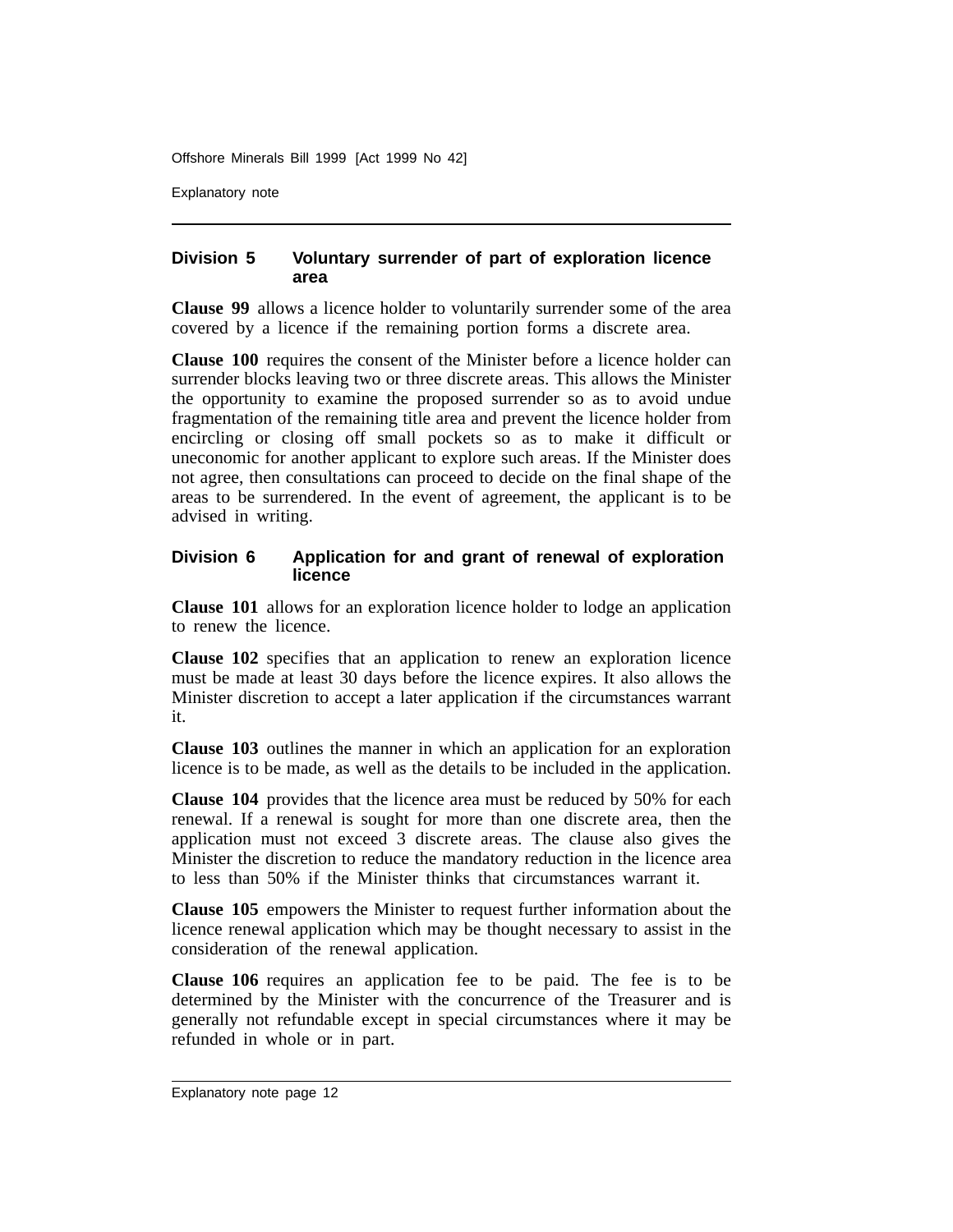### Division 5 Voluntary surrender of part of exploration licence area

**Clause 99** allows a licence holder to voluntarily surrender some of the area covered by a licence if the remaining portion forms a discrete area.

**Clause 100** requires the consent of the Minister before a licence holder can surrender blocks leaving two or three discrete areas. This allows the Minister the opportunity to examine the proposed surrender so as to avoid undue fragmentation of the remaining title area and prevent the licence holder from encircling or closing off small pockets so as to make it difficult or uneconomic for another applicant to explore such areas. If the Minister does not agree, then consultations can proceed to decide on the final shape of the areas to be surrendered. In the event of agreement, the applicant is to be advised in writing.

### Division 6 Application for and grant of renewal of exploration licence

**Clause 101** allows for an exploration licence holder to lodge an application to renew the licence.

**Clause 102** specifies that an application to renew an exploration licence must be made at least 30 days before the licence expires. It also allows the Minister discretion to accept a later application if the circumstances warrant it.

**Clause 103** outlines the manner in which an application for an exploration licence is to be made, as well as the details to be included in the application.

**Clause 104** provides that the licence area must be reduced by 50% for each renewal. If a renewal is sought for more than one discrete area, then the application must not exceed 3 discrete areas. The clause also gives the Minister the discretion to reduce the mandatory reduction in the licence area to less than 50% if the Minister thinks that circumstances warrant it.

**Clause 105** empowers the Minister to request further information about the licence renewal application which may be thought necessary to assist in the consideration of the renewal application.

**Clause 106** requires an application fee to be paid. The fee is to be determined by the Minister with the concurrence of the Treasurer and is generally not refundable except in special circumstances where it may be refunded in whole or in part.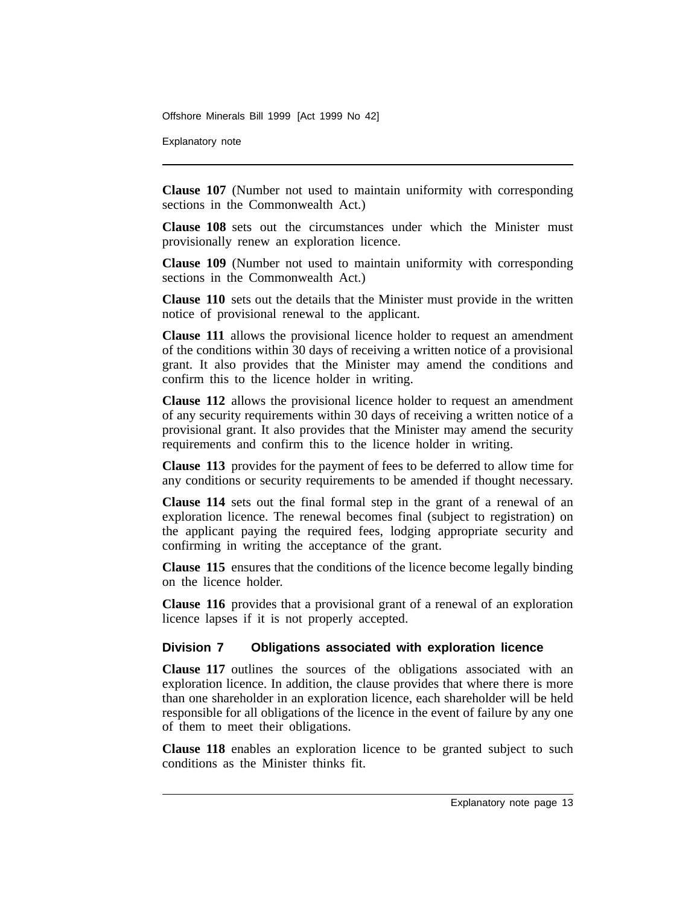**Clause 107** (Number not used to maintain uniformity with corresponding sections in the Commonwealth Act.)

**Clause 108** sets out the circumstances under which the Minister must provisionally renew an exploration licence.

**Clause 109** (Number not used to maintain uniformity with corresponding sections in the Commonwealth Act.)

**Clause 110** sets out the details that the Minister must provide in the written notice of provisional renewal to the applicant.

**Clause 111** allows the provisional licence holder to request an amendment of the conditions within 30 days of receiving a written notice of a provisional grant. It also provides that the Minister may amend the conditions and confirm this to the licence holder in writing.

**Clause 112** allows the provisional licence holder to request an amendment of any security requirements within 30 days of receiving a written notice of a provisional grant. It also provides that the Minister may amend the security requirements and confirm this to the licence holder in writing.

**Clause 113** provides for the payment of fees to be deferred to allow time for any conditions or security requirements to be amended if thought necessary.

**Clause 114** sets out the final formal step in the grant of a renewal of an exploration licence. The renewal becomes final (subject to registration) on the applicant paying the required fees, lodging appropriate security and confirming in writing the acceptance of the grant.

**Clause 115** ensures that the conditions of the licence become legally binding on the licence holder.

**Clause 116** provides that a provisional grant of a renewal of an exploration licence lapses if it is not properly accepted.

### Division 7 Obligations associated with exploration licence

**Clause 117** outlines the sources of the obligations associated with an exploration licence. In addition, the clause provides that where there is more than one shareholder in an exploration licence, each shareholder will be held responsible for all obligations of the licence in the event of failure by any one of them to meet their obligations.

**Clause 118** enables an exploration licence to be granted subject to such conditions as the Minister thinks fit.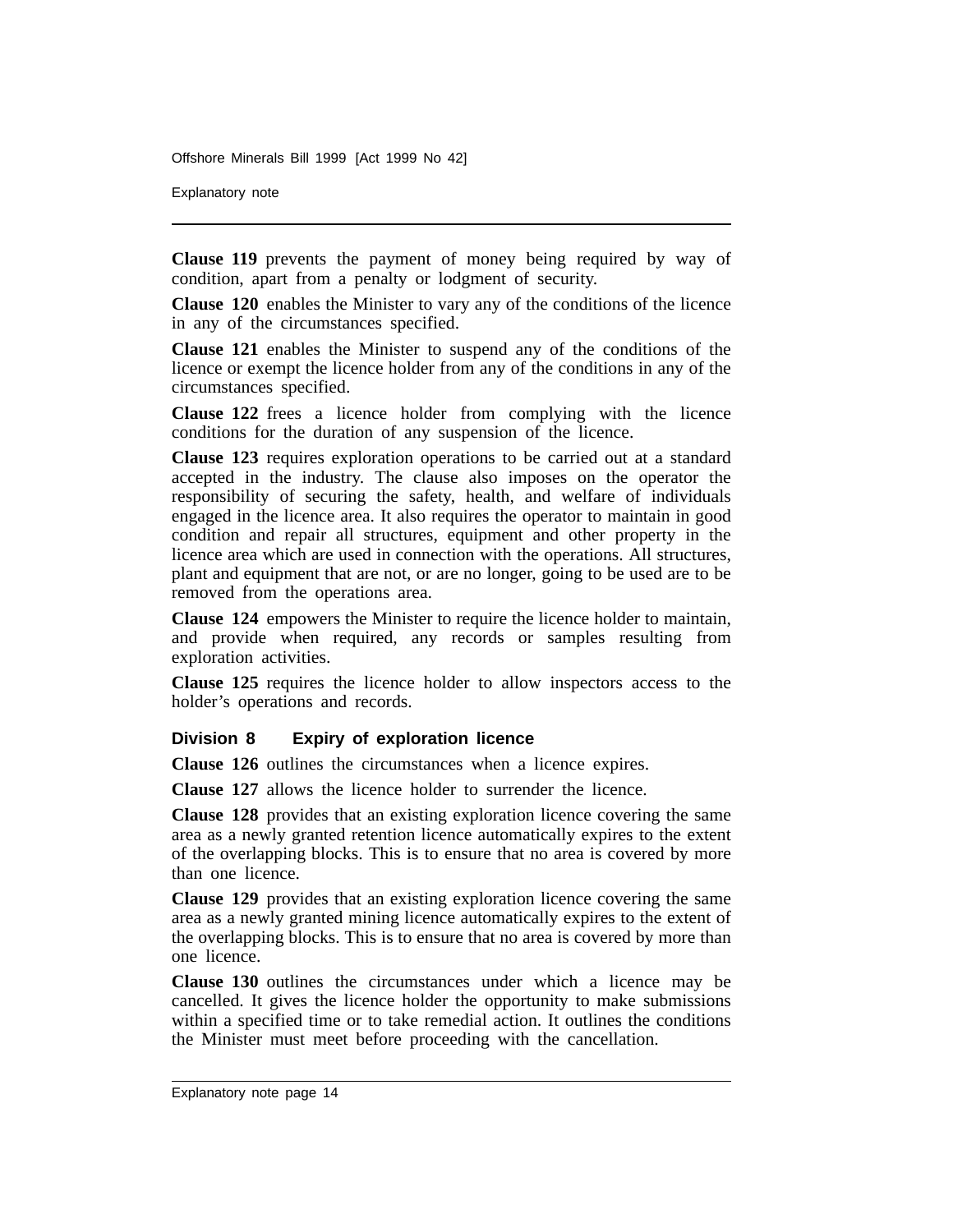**Clause 119** prevents the payment of money being required by way of condition, apart from a penalty or lodgment of security.

**Clause 120** enables the Minister to vary any of the conditions of the licence in any of the circumstances specified.

**Clause 121** enables the Minister to suspend any of the conditions of the licence or exempt the licence holder from any of the conditions in any of the circumstances specified.

**Clause 122** frees a licence holder from complying with the licence conditions for the duration of any suspension of the licence.

**Clause 123** requires exploration operations to be carried out at a standard accepted in the industry. The clause also imposes on the operator the responsibility of securing the safety, health, and welfare of individuals engaged in the licence area. It also requires the operator to maintain in good condition and repair all structures, equipment and other property in the licence area which are used in connection with the operations. All structures, plant and equipment that are not, or are no longer, going to be used are to be removed from the operations area.

**Clause 124** empowers the Minister to require the licence holder to maintain, and provide when required, any records or samples resulting from exploration activities.

**Clause 125** requires the licence holder to allow inspectors access to the holder's operations and records.

### Division 8 Expiry of exploration licence

**Clause 126** outlines the circumstances when a licence expires.

**Clause 127** allows the licence holder to surrender the licence.

**Clause 128** provides that an existing exploration licence covering the same area as a newly granted retention licence automatically expires to the extent of the overlapping blocks. This is to ensure that no area is covered by more than one licence.

**Clause 129** provides that an existing exploration licence covering the same area as a newly granted mining licence automatically expires to the extent of the overlapping blocks. This is to ensure that no area is covered by more than one licence.

**Clause 130** outlines the circumstances under which a licence may be cancelled. It gives the licence holder the opportunity to make submissions within a specified time or to take remedial action. It outlines the conditions the Minister must meet before proceeding with the cancellation.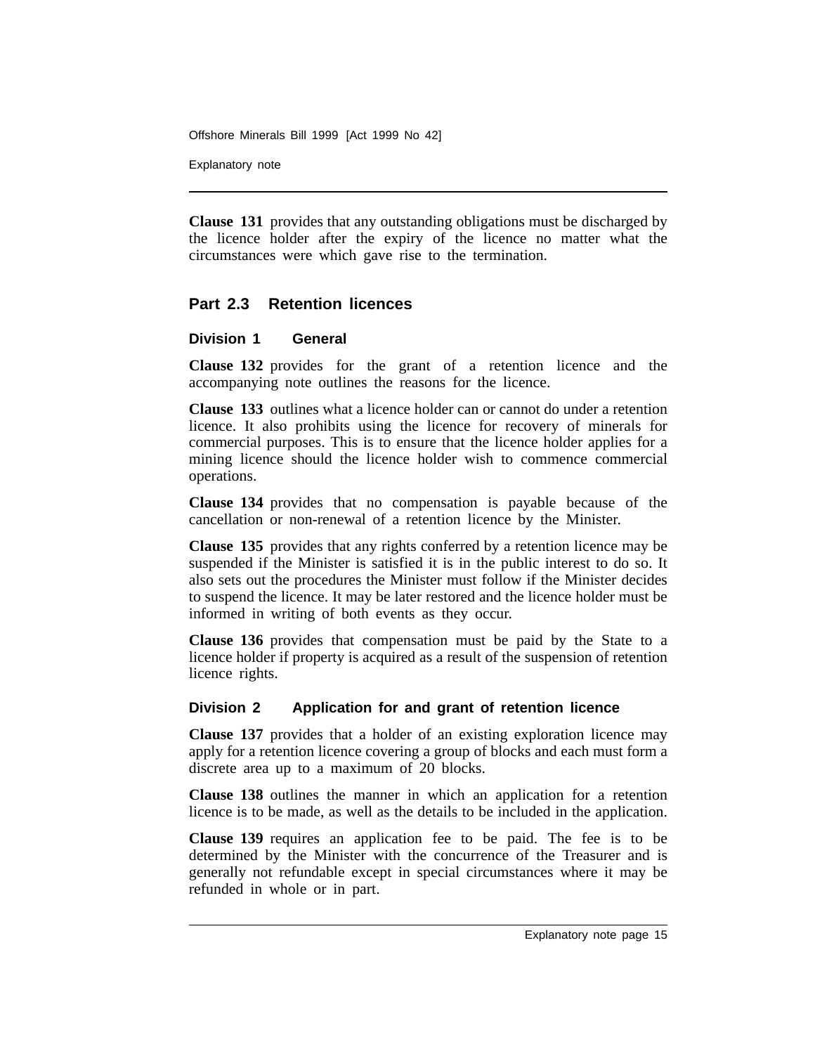**Clause 131** provides that any outstanding obligations must be discharged by the licence holder after the expiry of the licence no matter what the circumstances were which gave rise to the termination.

## Part 2.3 Retention licences

### Division 1 General

**Clause 132** provides for the grant of a retention licence and the accompanying note outlines the reasons for the licence.

**Clause 133** outlines what a licence holder can or cannot do under a retention licence. It also prohibits using the licence for recovery of minerals for commercial purposes. This is to ensure that the licence holder applies for a mining licence should the licence holder wish to commence commercial operations.

**Clause 134** provides that no compensation is payable because of the cancellation or non-renewal of a retention licence by the Minister.

**Clause 135** provides that any rights conferred by a retention licence may be suspended if the Minister is satisfied it is in the public interest to do so. It also sets out the procedures the Minister must follow if the Minister decides to suspend the licence. It may be later restored and the licence holder must be informed in writing of both events as they occur.

**Clause 136** provides that compensation must be paid by the State to a licence holder if property is acquired as a result of the suspension of retention licence rights.

### Division 2 Application for and grant of retention licence

**Clause 137** provides that a holder of an existing exploration licence may apply for a retention licence covering a group of blocks and each must form a discrete area up to a maximum of 20 blocks.

**Clause 138** outlines the manner in which an application for a retention licence is to be made, as well as the details to be included in the application.

**Clause 139** requires an application fee to be paid. The fee is to be determined by the Minister with the concurrence of the Treasurer and is generally not refundable except in special circumstances where it may be refunded in whole or in part.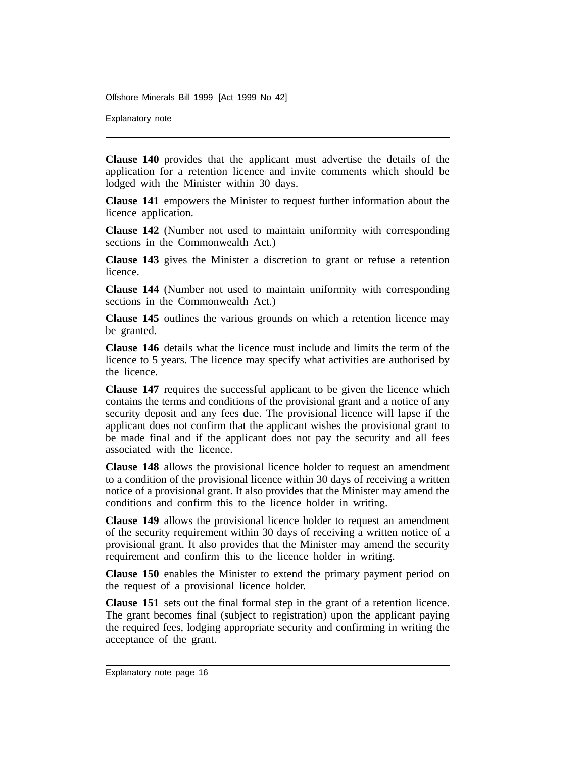**Clause 140** provides that the applicant must advertise the details of the application for a retention licence and invite comments which should be lodged with the Minister within 30 days.

**Clause 141** empowers the Minister to request further information about the licence application.

**Clause 142** (Number not used to maintain uniformity with corresponding sections in the Commonwealth Act.)

**Clause 143** gives the Minister a discretion to grant or refuse a retention licence.

**Clause 144** (Number not used to maintain uniformity with corresponding sections in the Commonwealth Act.)

**Clause 145** outlines the various grounds on which a retention licence may be granted.

**Clause 146** details what the licence must include and limits the term of the licence to 5 years. The licence may specify what activities are authorised by the licence.

**Clause 147** requires the successful applicant to be given the licence which contains the terms and conditions of the provisional grant and a notice of any security deposit and any fees due. The provisional licence will lapse if the applicant does not confirm that the applicant wishes the provisional grant to be made final and if the applicant does not pay the security and all fees associated with the licence.

**Clause 148** allows the provisional licence holder to request an amendment to a condition of the provisional licence within 30 days of receiving a written notice of a provisional grant. It also provides that the Minister may amend the conditions and confirm this to the licence holder in writing.

**Clause 149** allows the provisional licence holder to request an amendment of the security requirement within 30 days of receiving a written notice of a provisional grant. It also provides that the Minister may amend the security requirement and confirm this to the licence holder in writing.

**Clause 150** enables the Minister to extend the primary payment period on the request of a provisional licence holder.

**Clause 151** sets out the final formal step in the grant of a retention licence. The grant becomes final (subject to registration) upon the applicant paying the required fees, lodging appropriate security and confirming in writing the acceptance of the grant.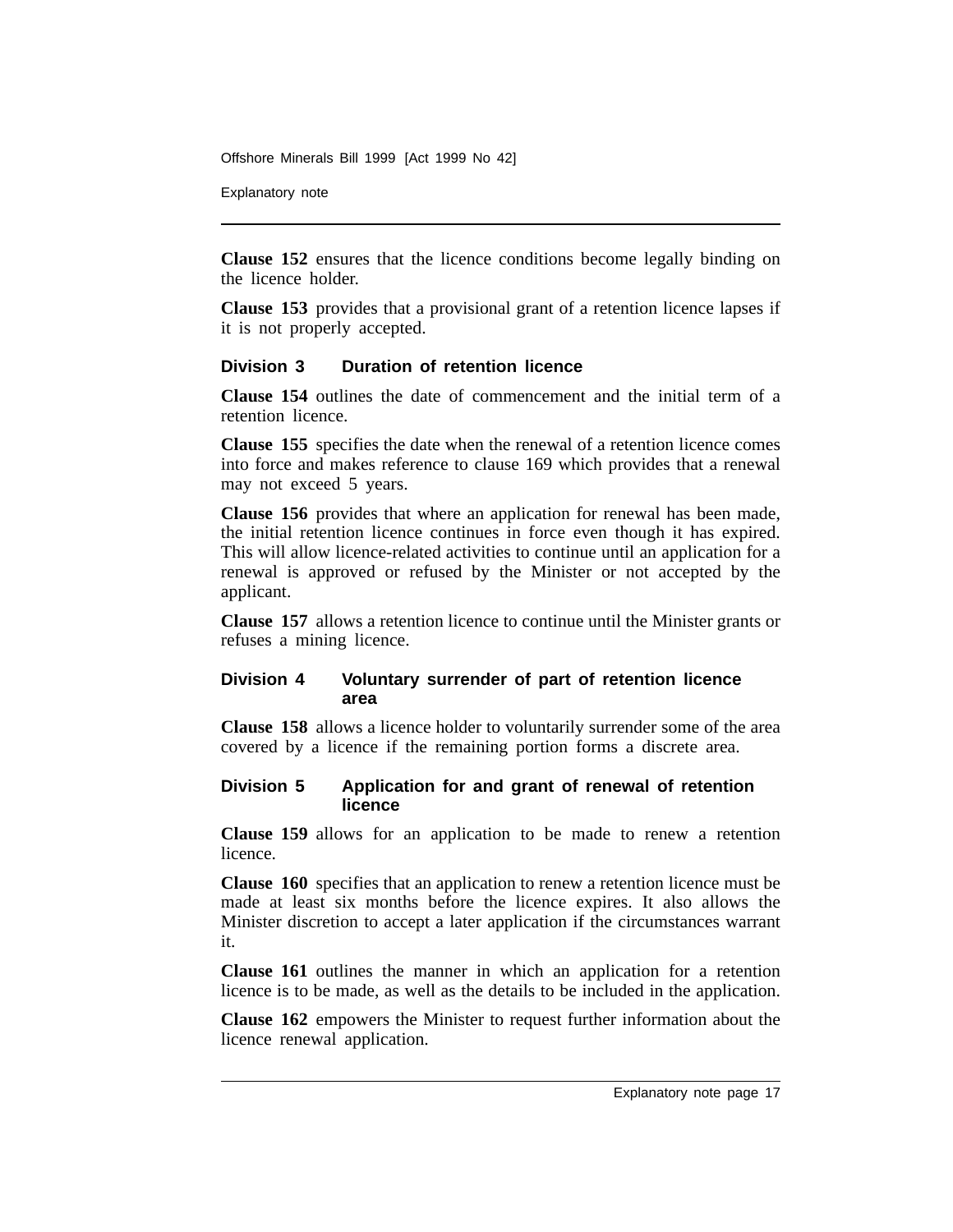**Clause 152** ensures that the licence conditions become legally binding on the licence holder.

**Clause 153** provides that a provisional grant of a retention licence lapses if it is not properly accepted.

### Division 3 Duration of retention licence

**Clause 154** outlines the date of commencement and the initial term of a retention licence.

**Clause 155** specifies the date when the renewal of a retention licence comes into force and makes reference to clause 169 which provides that a renewal may not exceed 5 years.

**Clause 156** provides that where an application for renewal has been made, the initial retention licence continues in force even though it has expired. This will allow licence-related activities to continue until an application for a renewal is approved or refused by the Minister or not accepted by the applicant.

**Clause 157** allows a retention licence to continue until the Minister grants or refuses a mining licence.

### Division 4 Voluntary surrender of part of retention licence area

**Clause 158** allows a licence holder to voluntarily surrender some of the area covered by a licence if the remaining portion forms a discrete area.

### Division 5 Application for and grant of renewal of retention licence

**Clause 159** allows for an application to be made to renew a retention licence.

**Clause 160** specifies that an application to renew a retention licence must be made at least six months before the licence expires. It also allows the Minister discretion to accept a later application if the circumstances warrant it.

**Clause 161** outlines the manner in which an application for a retention licence is to be made, as well as the details to be included in the application.

**Clause 162** empowers the Minister to request further information about the licence renewal application.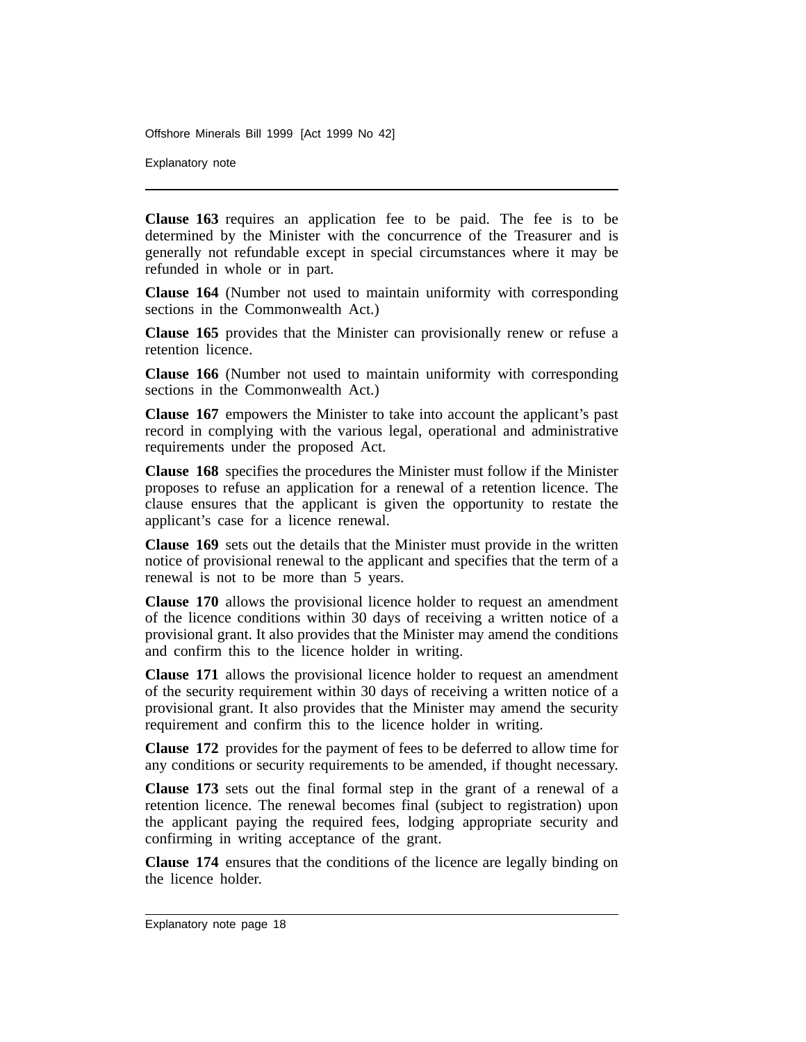**Clause 163** requires an application fee to be paid. The fee is to be determined by the Minister with the concurrence of the Treasurer and is generally not refundable except in special circumstances where it may be refunded in whole or in part.

**Clause 164** (Number not used to maintain uniformity with corresponding sections in the Commonwealth Act.)

**Clause 165** provides that the Minister can provisionally renew or refuse a retention licence.

**Clause 166** (Number not used to maintain uniformity with corresponding sections in the Commonwealth Act.)

**Clause 167** empowers the Minister to take into account the applicant's past record in complying with the various legal, operational and administrative requirements under the proposed Act.

**Clause 168** specifies the procedures the Minister must follow if the Minister proposes to refuse an application for a renewal of a retention licence. The clause ensures that the applicant is given the opportunity to restate the applicant's case for a licence renewal.

**Clause 169** sets out the details that the Minister must provide in the written notice of provisional renewal to the applicant and specifies that the term of a renewal is not to be more than 5 years.

**Clause 170** allows the provisional licence holder to request an amendment of the licence conditions within 30 days of receiving a written notice of a provisional grant. It also provides that the Minister may amend the conditions and confirm this to the licence holder in writing.

**Clause 171** allows the provisional licence holder to request an amendment of the security requirement within 30 days of receiving a written notice of a provisional grant. It also provides that the Minister may amend the security requirement and confirm this to the licence holder in writing.

**Clause 172** provides for the payment of fees to be deferred to allow time for any conditions or security requirements to be amended, if thought necessary.

**Clause 173** sets out the final formal step in the grant of a renewal of a retention licence. The renewal becomes final (subject to registration) upon the applicant paying the required fees, lodging appropriate security and confirming in writing acceptance of the grant.

**Clause 174** ensures that the conditions of the licence are legally binding on the licence holder.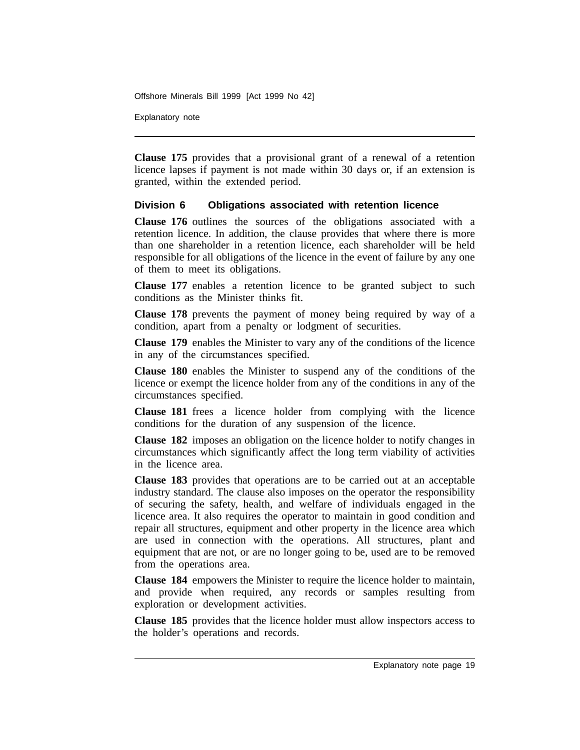**Clause 175** provides that a provisional grant of a renewal of a retention licence lapses if payment is not made within 30 days or, if an extension is granted, within the extended period.

### Division 6 Obligations associated with retention licence

**Clause 176** outlines the sources of the obligations associated with a retention licence. In addition, the clause provides that where there is more than one shareholder in a retention licence, each shareholder will be held responsible for all obligations of the licence in the event of failure by any one of them to meet its obligations.

**Clause 177** enables a retention licence to be granted subject to such conditions as the Minister thinks fit.

**Clause 178** prevents the payment of money being required by way of a condition, apart from a penalty or lodgment of securities.

**Clause 179** enables the Minister to vary any of the conditions of the licence in any of the circumstances specified.

**Clause 180** enables the Minister to suspend any of the conditions of the licence or exempt the licence holder from any of the conditions in any of the circumstances specified.

**Clause 181** frees a licence holder from complying with the licence conditions for the duration of any suspension of the licence.

**Clause 182** imposes an obligation on the licence holder to notify changes in circumstances which significantly affect the long term viability of activities in the licence area.

**Clause 183** provides that operations are to be carried out at an acceptable industry standard. The clause also imposes on the operator the responsibility of securing the safety, health, and welfare of individuals engaged in the licence area. It also requires the operator to maintain in good condition and repair all structures, equipment and other property in the licence area which are used in connection with the operations. All structures, plant and equipment that are not, or are no longer going to be, used are to be removed from the operations area.

**Clause 184** empowers the Minister to require the licence holder to maintain, and provide when required, any records or samples resulting from exploration or development activities.

**Clause 185** provides that the licence holder must allow inspectors access to the holder's operations and records.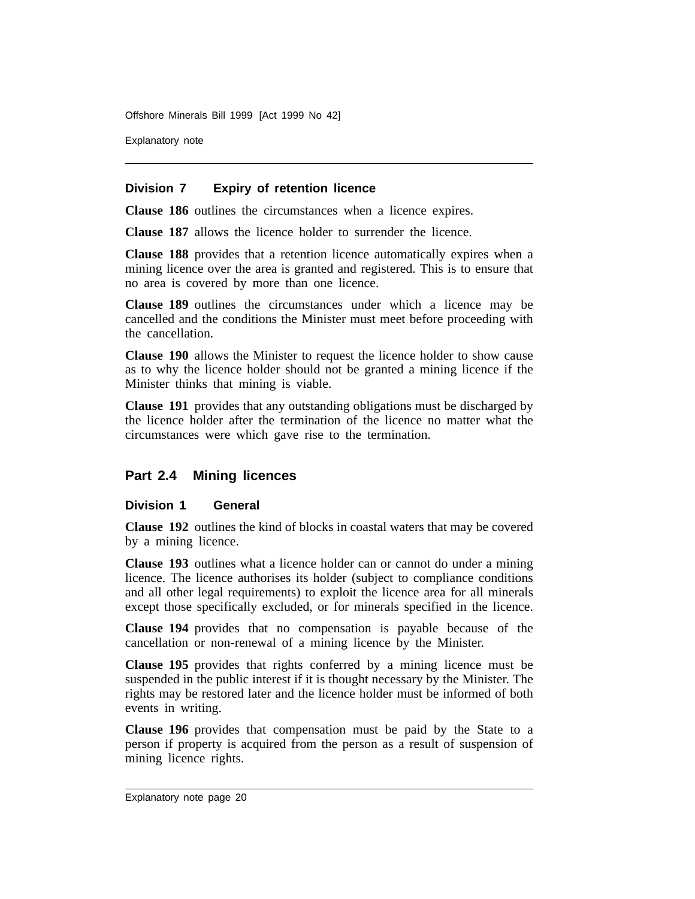### Division 7 Expiry of retention licence

**Clause 186** outlines the circumstances when a licence expires.

**Clause 187** allows the licence holder to surrender the licence.

**Clause 188** provides that a retention licence automatically expires when a mining licence over the area is granted and registered. This is to ensure that no area is covered by more than one licence.

**Clause 189** outlines the circumstances under which a licence may be cancelled and the conditions the Minister must meet before proceeding with the cancellation.

**Clause 190** allows the Minister to request the licence holder to show cause as to why the licence holder should not be granted a mining licence if the Minister thinks that mining is viable.

**Clause 191** provides that any outstanding obligations must be discharged by the licence holder after the termination of the licence no matter what the circumstances were which gave rise to the termination.

## Part 2.4 Mining licences

### Division 1 General

**Clause 192** outlines the kind of blocks in coastal waters that may be covered by a mining licence.

**Clause 193** outlines what a licence holder can or cannot do under a mining licence. The licence authorises its holder (subject to compliance conditions and all other legal requirements) to exploit the licence area for all minerals except those specifically excluded, or for minerals specified in the licence.

**Clause 194** provides that no compensation is payable because of the cancellation or non-renewal of a mining licence by the Minister.

**Clause 195** provides that rights conferred by a mining licence must be suspended in the public interest if it is thought necessary by the Minister. The rights may be restored later and the licence holder must be informed of both events in writing.

**Clause 196** provides that compensation must be paid by the State to a person if property is acquired from the person as a result of suspension of mining licence rights.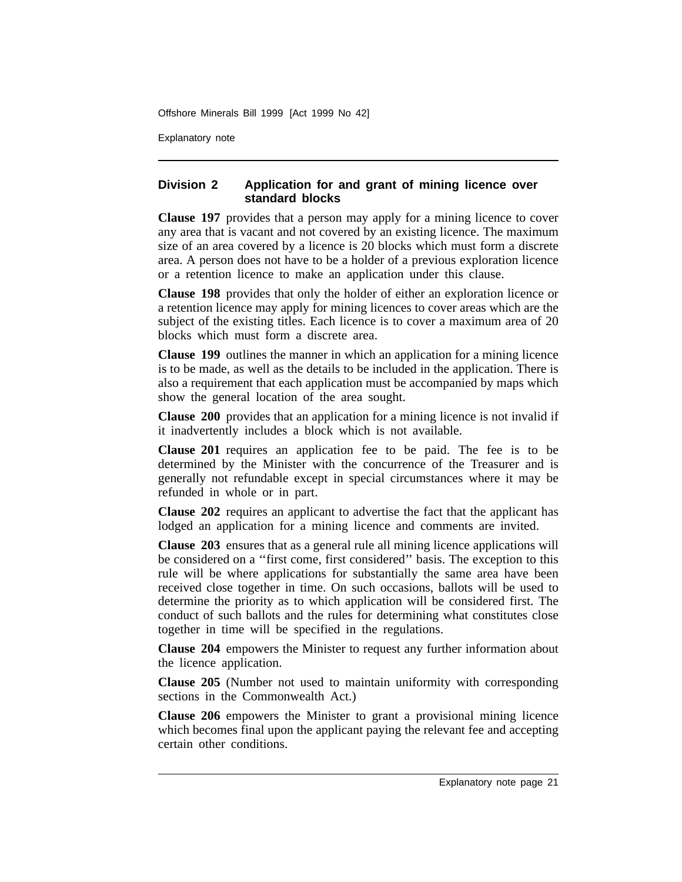## Division 2 Application for and grant of mining licence over standard blocks

**Clause 197** provides that a person may apply for a mining licence to cover any area that is vacant and not covered by an existing licence. The maximum size of an area covered by a licence is 20 blocks which must form a discrete area. A person does not have to be a holder of a previous exploration licence or a retention licence to make an application under this clause.

**Clause 198** provides that only the holder of either an exploration licence or a retention licence may apply for mining licences to cover areas which are the subject of the existing titles. Each licence is to cover a maximum area of 20 blocks which must form a discrete area.

**Clause 199** outlines the manner in which an application for a mining licence is to be made, as well as the details to be included in the application. There is also a requirement that each application must be accompanied by maps which show the general location of the area sought.

**Clause 200** provides that an application for a mining licence is not invalid if it inadvertently includes a block which is not available.

**Clause 201** requires an application fee to be paid. The fee is to be determined by the Minister with the concurrence of the Treasurer and is generally not refundable except in special circumstances where it may be refunded in whole or in part.

**Clause 202** requires an applicant to advertise the fact that the applicant has lodged an application for a mining licence and comments are invited.

**Clause 203** ensures that as a general rule all mining licence applications will be considered on a ''first come, first considered'' basis. The exception to this rule will be where applications for substantially the same area have been received close together in time. On such occasions, ballots will be used to determine the priority as to which application will be considered first. The conduct of such ballots and the rules for determining what constitutes close together in time will be specified in the regulations.

**Clause 204** empowers the Minister to request any further information about the licence application.

**Clause 205** (Number not used to maintain uniformity with corresponding sections in the Commonwealth Act.)

**Clause 206** empowers the Minister to grant a provisional mining licence which becomes final upon the applicant paying the relevant fee and accepting certain other conditions.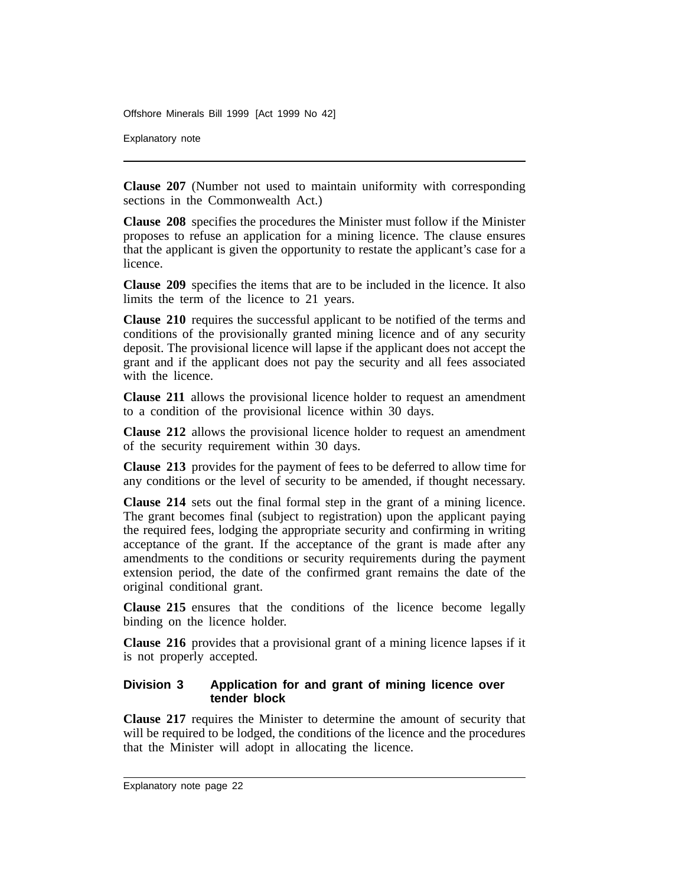**Clause 207** (Number not used to maintain uniformity with corresponding sections in the Commonwealth Act.)

**Clause 208** specifies the procedures the Minister must follow if the Minister proposes to refuse an application for a mining licence. The clause ensures that the applicant is given the opportunity to restate the applicant's case for a licence.

**Clause 209** specifies the items that are to be included in the licence. It also limits the term of the licence to 21 years.

**Clause 210** requires the successful applicant to be notified of the terms and conditions of the provisionally granted mining licence and of any security deposit. The provisional licence will lapse if the applicant does not accept the grant and if the applicant does not pay the security and all fees associated with the licence.

**Clause 211** allows the provisional licence holder to request an amendment to a condition of the provisional licence within 30 days.

**Clause 212** allows the provisional licence holder to request an amendment of the security requirement within 30 days.

**Clause 213** provides for the payment of fees to be deferred to allow time for any conditions or the level of security to be amended, if thought necessary.

**Clause 214** sets out the final formal step in the grant of a mining licence. The grant becomes final (subject to registration) upon the applicant paying the required fees, lodging the appropriate security and confirming in writing acceptance of the grant. If the acceptance of the grant is made after any amendments to the conditions or security requirements during the payment extension period, the date of the confirmed grant remains the date of the original conditional grant.

**Clause 215** ensures that the conditions of the licence become legally binding on the licence holder.

**Clause 216** provides that a provisional grant of a mining licence lapses if it is not properly accepted.

### Division 3 Application for and grant of mining licence over tender block

**Clause 217** requires the Minister to determine the amount of security that will be required to be lodged, the conditions of the licence and the procedures that the Minister will adopt in allocating the licence.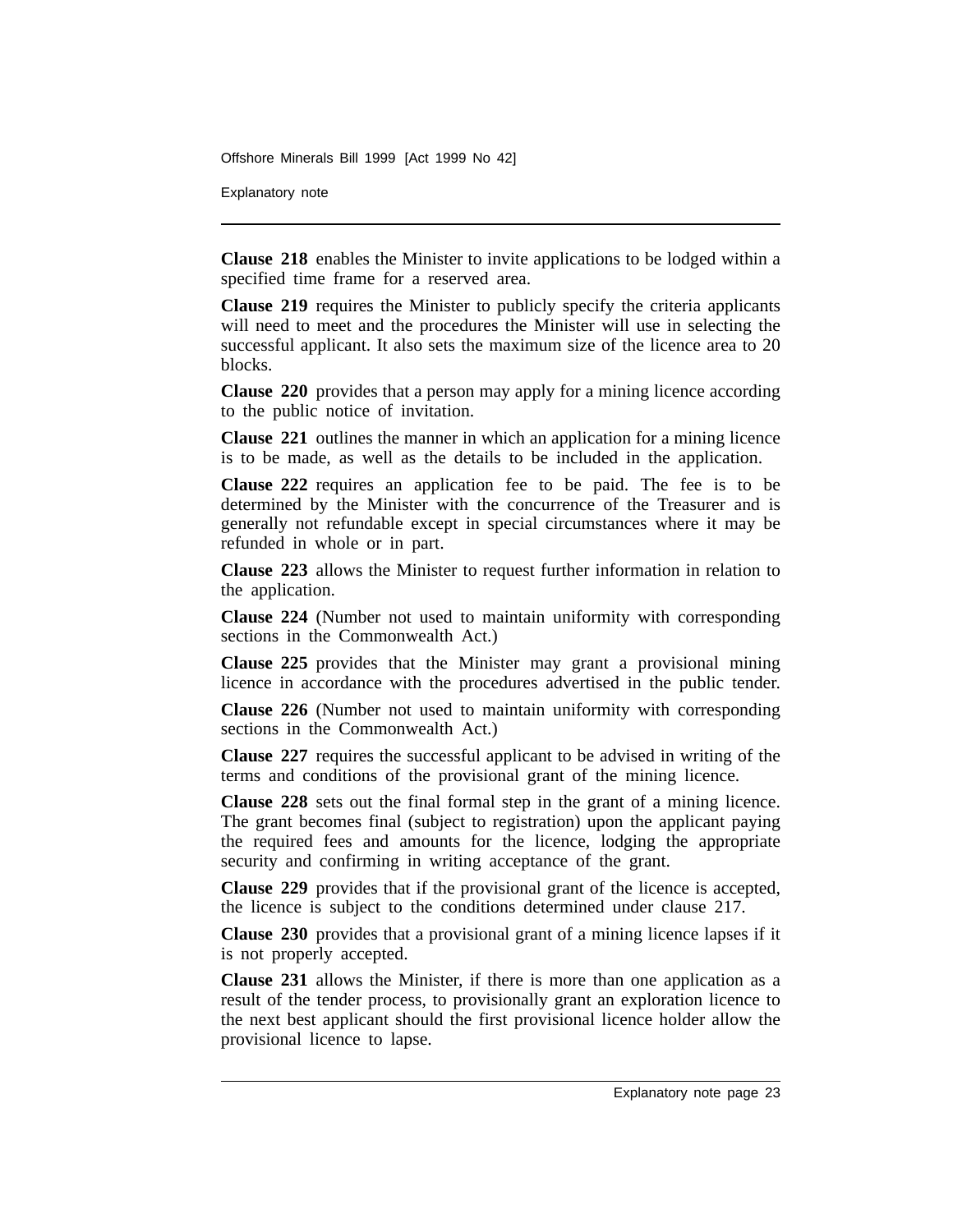**Clause 218** enables the Minister to invite applications to be lodged within a specified time frame for a reserved area.

**Clause 219** requires the Minister to publicly specify the criteria applicants will need to meet and the procedures the Minister will use in selecting the successful applicant. It also sets the maximum size of the licence area to 20 blocks.

**Clause 220** provides that a person may apply for a mining licence according to the public notice of invitation.

**Clause 221** outlines the manner in which an application for a mining licence is to be made, as well as the details to be included in the application.

**Clause 222** requires an application fee to be paid. The fee is to be determined by the Minister with the concurrence of the Treasurer and is generally not refundable except in special circumstances where it may be refunded in whole or in part.

**Clause 223** allows the Minister to request further information in relation to the application.

**Clause 224** (Number not used to maintain uniformity with corresponding sections in the Commonwealth Act.)

**Clause 225** provides that the Minister may grant a provisional mining licence in accordance with the procedures advertised in the public tender.

**Clause 226** (Number not used to maintain uniformity with corresponding sections in the Commonwealth Act.)

**Clause 227** requires the successful applicant to be advised in writing of the terms and conditions of the provisional grant of the mining licence.

**Clause 228** sets out the final formal step in the grant of a mining licence. The grant becomes final (subject to registration) upon the applicant paying the required fees and amounts for the licence, lodging the appropriate security and confirming in writing acceptance of the grant.

**Clause 229** provides that if the provisional grant of the licence is accepted, the licence is subject to the conditions determined under clause 217.

**Clause 230** provides that a provisional grant of a mining licence lapses if it is not properly accepted.

**Clause 231** allows the Minister, if there is more than one application as a result of the tender process, to provisionally grant an exploration licence to the next best applicant should the first provisional licence holder allow the provisional licence to lapse.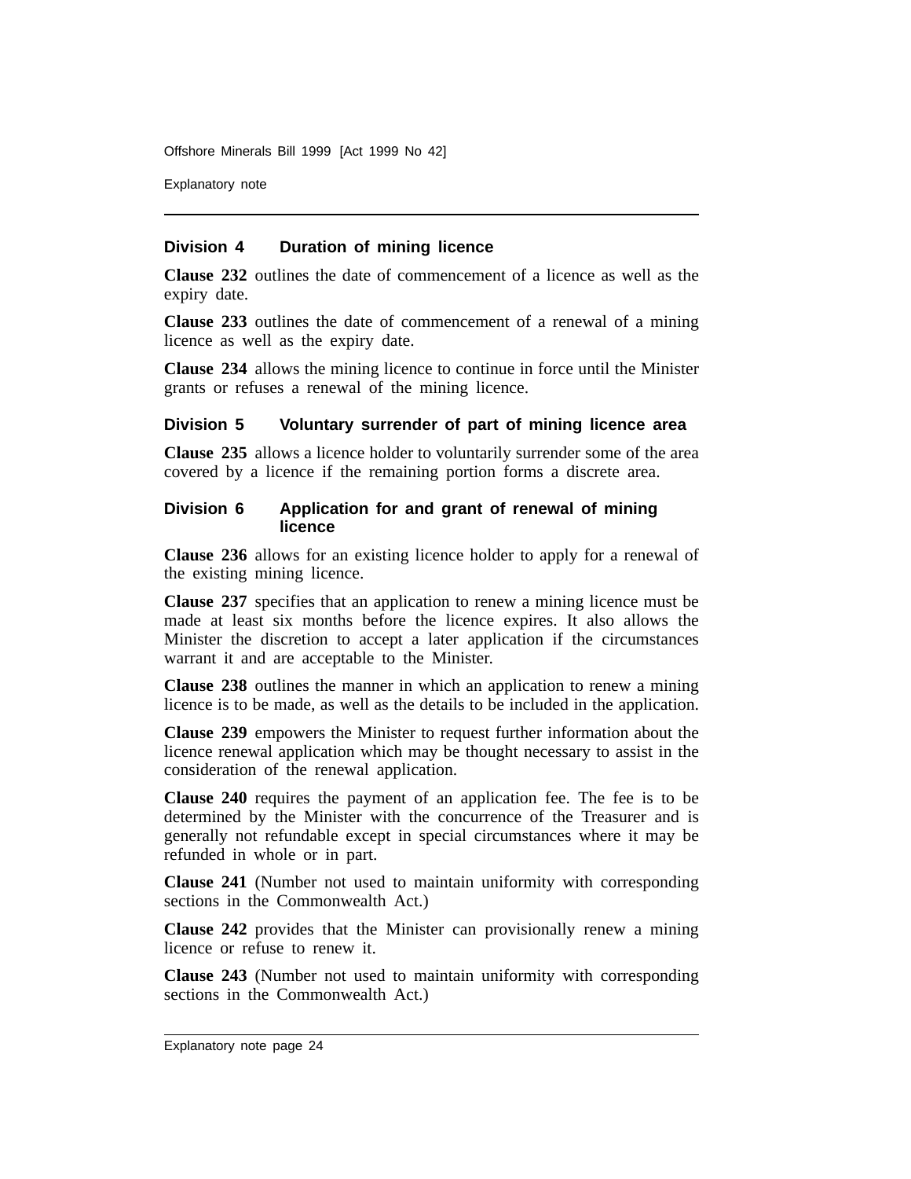## Division 4 Duration of mining licence

**Clause 232** outlines the date of commencement of a licence as well as the expiry date.

**Clause 233** outlines the date of commencement of a renewal of a mining licence as well as the expiry date.

**Clause 234** allows the mining licence to continue in force until the Minister grants or refuses a renewal of the mining licence.

## Division 5 Voluntary surrender of part of mining licence area

**Clause 235** allows a licence holder to voluntarily surrender some of the area covered by a licence if the remaining portion forms a discrete area.

## Division 6 Application for and grant of renewal of mining licence

**Clause 236** allows for an existing licence holder to apply for a renewal of the existing mining licence.

**Clause 237** specifies that an application to renew a mining licence must be made at least six months before the licence expires. It also allows the Minister the discretion to accept a later application if the circumstances warrant it and are acceptable to the Minister.

**Clause 238** outlines the manner in which an application to renew a mining licence is to be made, as well as the details to be included in the application.

**Clause 239** empowers the Minister to request further information about the licence renewal application which may be thought necessary to assist in the consideration of the renewal application.

**Clause 240** requires the payment of an application fee. The fee is to be determined by the Minister with the concurrence of the Treasurer and is generally not refundable except in special circumstances where it may be refunded in whole or in part.

**Clause 241** (Number not used to maintain uniformity with corresponding sections in the Commonwealth Act.)

**Clause 242** provides that the Minister can provisionally renew a mining licence or refuse to renew it.

**Clause 243** (Number not used to maintain uniformity with corresponding sections in the Commonwealth Act.)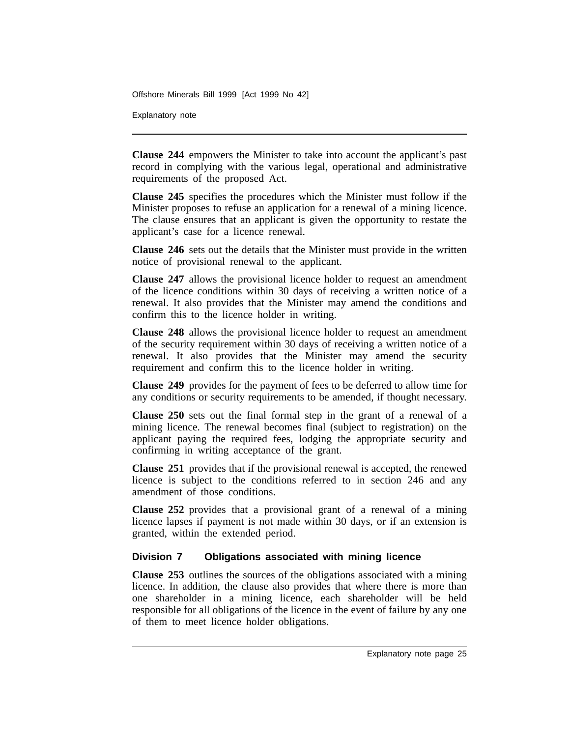**Clause 244** empowers the Minister to take into account the applicant's past record in complying with the various legal, operational and administrative requirements of the proposed Act.

**Clause 245** specifies the procedures which the Minister must follow if the Minister proposes to refuse an application for a renewal of a mining licence. The clause ensures that an applicant is given the opportunity to restate the applicant's case for a licence renewal.

**Clause 246** sets out the details that the Minister must provide in the written notice of provisional renewal to the applicant.

**Clause 247** allows the provisional licence holder to request an amendment of the licence conditions within 30 days of receiving a written notice of a renewal. It also provides that the Minister may amend the conditions and confirm this to the licence holder in writing.

**Clause 248** allows the provisional licence holder to request an amendment of the security requirement within 30 days of receiving a written notice of a renewal. It also provides that the Minister may amend the security requirement and confirm this to the licence holder in writing.

**Clause 249** provides for the payment of fees to be deferred to allow time for any conditions or security requirements to be amended, if thought necessary.

**Clause 250** sets out the final formal step in the grant of a renewal of a mining licence. The renewal becomes final (subject to registration) on the applicant paying the required fees, lodging the appropriate security and confirming in writing acceptance of the grant.

**Clause 251** provides that if the provisional renewal is accepted, the renewed licence is subject to the conditions referred to in section 246 and any amendment of those conditions.

**Clause 252** provides that a provisional grant of a renewal of a mining licence lapses if payment is not made within 30 days, or if an extension is granted, within the extended period.

### Division 7 Obligations associated with mining licence

**Clause 253** outlines the sources of the obligations associated with a mining licence. In addition, the clause also provides that where there is more than one shareholder in a mining licence, each shareholder will be held responsible for all obligations of the licence in the event of failure by any one of them to meet licence holder obligations.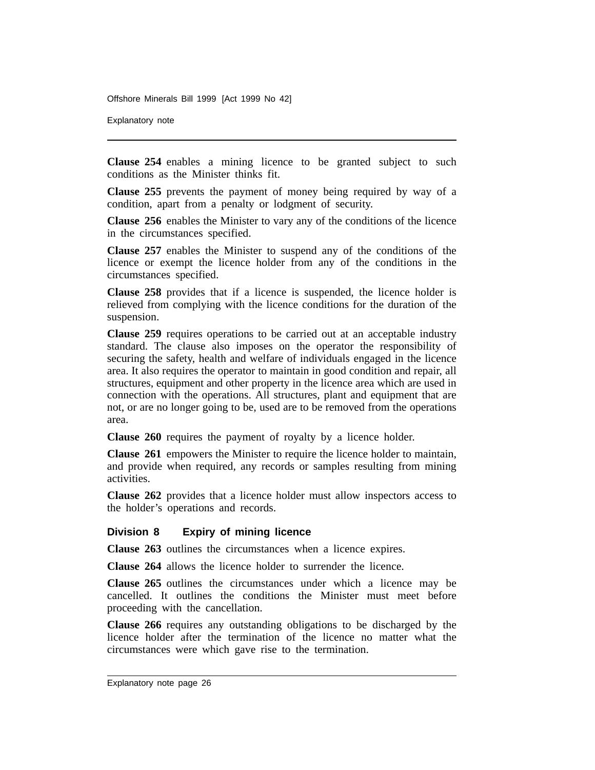**Clause 254** enables a mining licence to be granted subject to such conditions as the Minister thinks fit.

**Clause 255** prevents the payment of money being required by way of a condition, apart from a penalty or lodgment of security.

**Clause 256** enables the Minister to vary any of the conditions of the licence in the circumstances specified.

**Clause 257** enables the Minister to suspend any of the conditions of the licence or exempt the licence holder from any of the conditions in the circumstances specified.

**Clause 258** provides that if a licence is suspended, the licence holder is relieved from complying with the licence conditions for the duration of the suspension.

**Clause 259** requires operations to be carried out at an acceptable industry standard. The clause also imposes on the operator the responsibility of securing the safety, health and welfare of individuals engaged in the licence area. It also requires the operator to maintain in good condition and repair, all structures, equipment and other property in the licence area which are used in connection with the operations. All structures, plant and equipment that are not, or are no longer going to be, used are to be removed from the operations area.

**Clause 260** requires the payment of royalty by a licence holder.

**Clause 261** empowers the Minister to require the licence holder to maintain, and provide when required, any records or samples resulting from mining activities.

**Clause 262** provides that a licence holder must allow inspectors access to the holder's operations and records.

### Division 8 Expiry of mining licence

**Clause 263** outlines the circumstances when a licence expires.

**Clause 264** allows the licence holder to surrender the licence.

**Clause 265** outlines the circumstances under which a licence may be cancelled. It outlines the conditions the Minister must meet before proceeding with the cancellation.

**Clause 266** requires any outstanding obligations to be discharged by the licence holder after the termination of the licence no matter what the circumstances were which gave rise to the termination.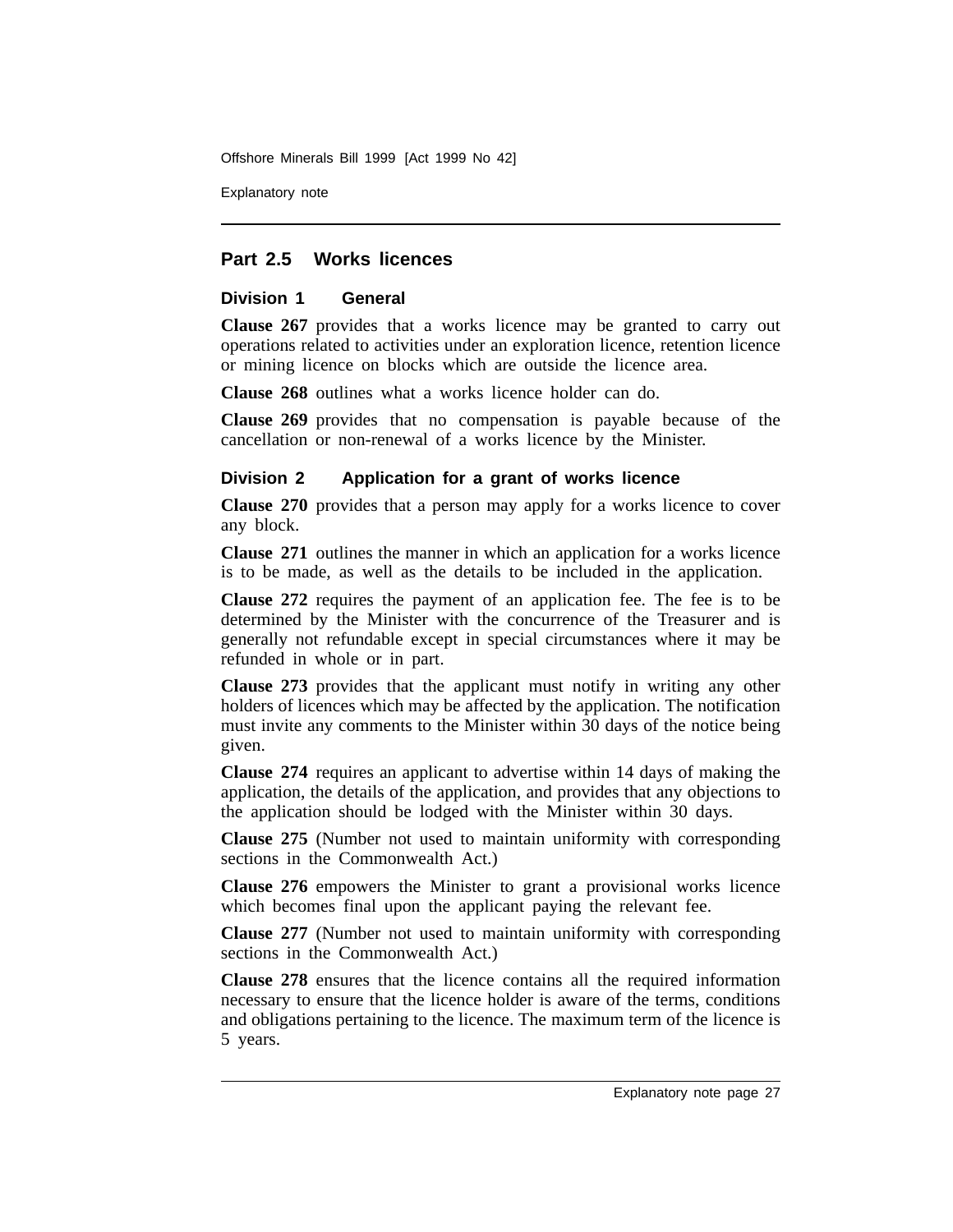## Part 2.5 Works licences

### Division 1 General

**Clause 267** provides that a works licence may be granted to carry out operations related to activities under an exploration licence, retention licence or mining licence on blocks which are outside the licence area.

**Clause 268** outlines what a works licence holder can do.

**Clause 269** provides that no compensation is payable because of the cancellation or non-renewal of a works licence by the Minister.

### Division 2 Application for a grant of works licence

**Clause 270** provides that a person may apply for a works licence to cover any block.

**Clause 271** outlines the manner in which an application for a works licence is to be made, as well as the details to be included in the application.

**Clause 272** requires the payment of an application fee. The fee is to be determined by the Minister with the concurrence of the Treasurer and is generally not refundable except in special circumstances where it may be refunded in whole or in part.

**Clause 273** provides that the applicant must notify in writing any other holders of licences which may be affected by the application. The notification must invite any comments to the Minister within 30 days of the notice being given.

**Clause 274** requires an applicant to advertise within 14 days of making the application, the details of the application, and provides that any objections to the application should be lodged with the Minister within 30 days.

**Clause 275** (Number not used to maintain uniformity with corresponding sections in the Commonwealth Act.)

**Clause 276** empowers the Minister to grant a provisional works licence which becomes final upon the applicant paying the relevant fee.

**Clause 277** (Number not used to maintain uniformity with corresponding sections in the Commonwealth Act.)

**Clause 278** ensures that the licence contains all the required information necessary to ensure that the licence holder is aware of the terms, conditions and obligations pertaining to the licence. The maximum term of the licence is 5 years.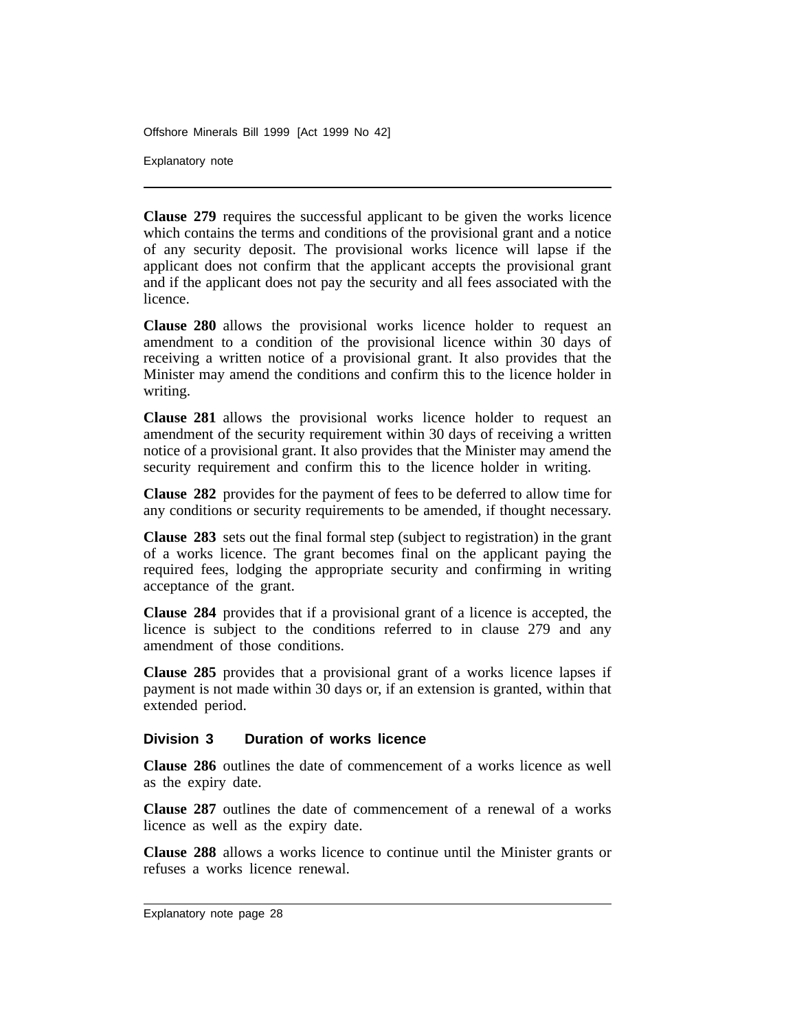**Clause 279** requires the successful applicant to be given the works licence which contains the terms and conditions of the provisional grant and a notice of any security deposit. The provisional works licence will lapse if the applicant does not confirm that the applicant accepts the provisional grant and if the applicant does not pay the security and all fees associated with the licence.

**Clause 280** allows the provisional works licence holder to request an amendment to a condition of the provisional licence within 30 days of receiving a written notice of a provisional grant. It also provides that the Minister may amend the conditions and confirm this to the licence holder in writing.

**Clause 281** allows the provisional works licence holder to request an amendment of the security requirement within 30 days of receiving a written notice of a provisional grant. It also provides that the Minister may amend the security requirement and confirm this to the licence holder in writing.

**Clause 282** provides for the payment of fees to be deferred to allow time for any conditions or security requirements to be amended, if thought necessary.

**Clause 283** sets out the final formal step (subject to registration) in the grant of a works licence. The grant becomes final on the applicant paying the required fees, lodging the appropriate security and confirming in writing acceptance of the grant.

**Clause 284** provides that if a provisional grant of a licence is accepted, the licence is subject to the conditions referred to in clause 279 and any amendment of those conditions.

**Clause 285** provides that a provisional grant of a works licence lapses if payment is not made within 30 days or, if an extension is granted, within that extended period.

### Division 3 Duration of works licence

**Clause 286** outlines the date of commencement of a works licence as well as the expiry date.

**Clause 287** outlines the date of commencement of a renewal of a works licence as well as the expiry date.

**Clause 288** allows a works licence to continue until the Minister grants or refuses a works licence renewal.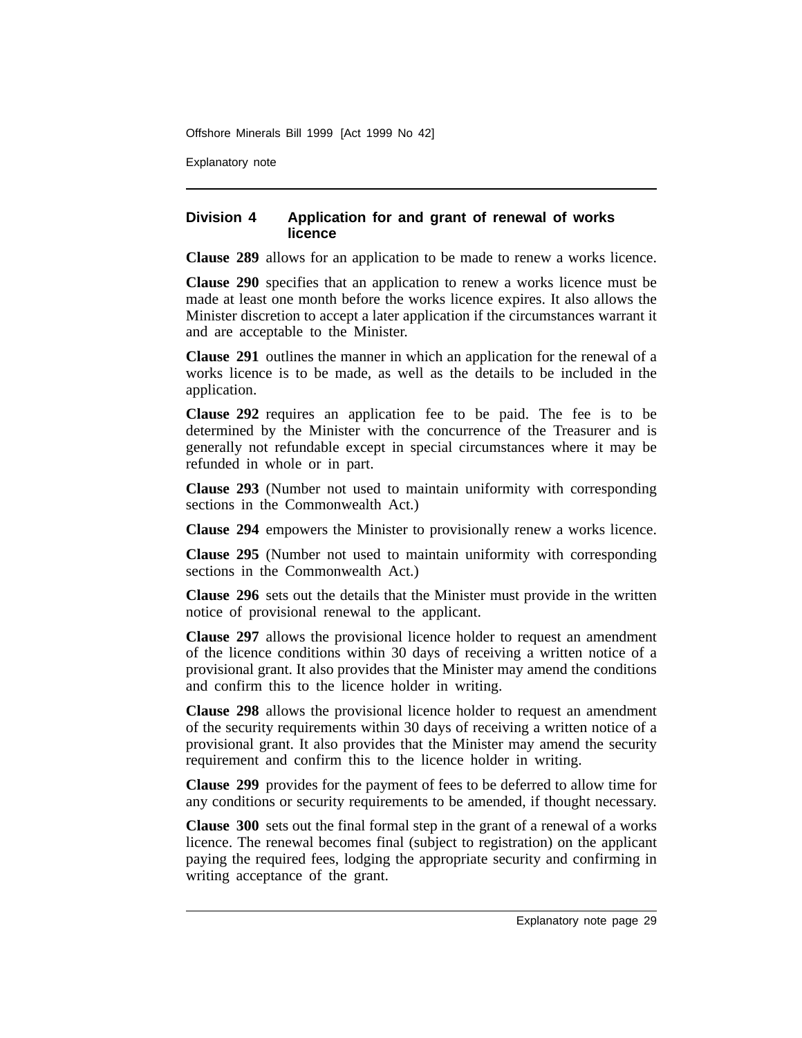### Division 4 Application for and grant of renewal of works licence

**Clause 289** allows for an application to be made to renew a works licence.

**Clause 290** specifies that an application to renew a works licence must be made at least one month before the works licence expires. It also allows the Minister discretion to accept a later application if the circumstances warrant it and are acceptable to the Minister.

**Clause 291** outlines the manner in which an application for the renewal of a works licence is to be made, as well as the details to be included in the application.

**Clause 292** requires an application fee to be paid. The fee is to be determined by the Minister with the concurrence of the Treasurer and is generally not refundable except in special circumstances where it may be refunded in whole or in part.

**Clause 293** (Number not used to maintain uniformity with corresponding sections in the Commonwealth Act.)

**Clause 294** empowers the Minister to provisionally renew a works licence.

**Clause 295** (Number not used to maintain uniformity with corresponding sections in the Commonwealth Act.)

**Clause 296** sets out the details that the Minister must provide in the written notice of provisional renewal to the applicant.

**Clause 297** allows the provisional licence holder to request an amendment of the licence conditions within 30 days of receiving a written notice of a provisional grant. It also provides that the Minister may amend the conditions and confirm this to the licence holder in writing.

**Clause 298** allows the provisional licence holder to request an amendment of the security requirements within 30 days of receiving a written notice of a provisional grant. It also provides that the Minister may amend the security requirement and confirm this to the licence holder in writing.

**Clause 299** provides for the payment of fees to be deferred to allow time for any conditions or security requirements to be amended, if thought necessary.

**Clause 300** sets out the final formal step in the grant of a renewal of a works licence. The renewal becomes final (subject to registration) on the applicant paying the required fees, lodging the appropriate security and confirming in writing acceptance of the grant.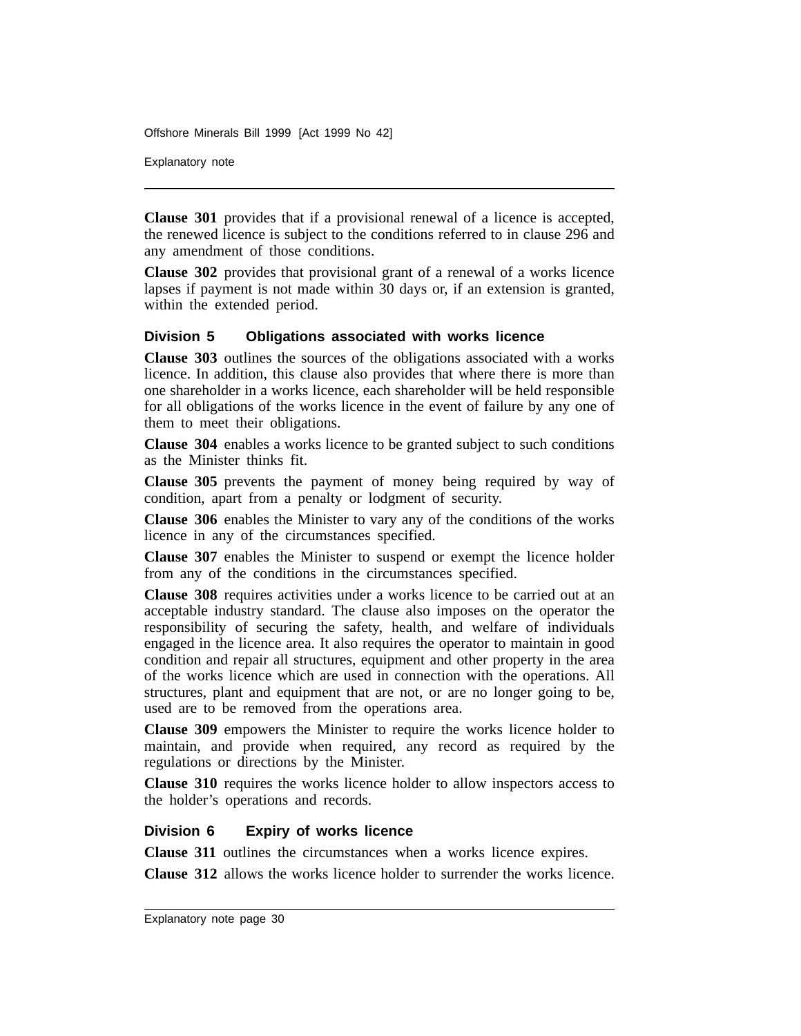**Clause 301** provides that if a provisional renewal of a licence is accepted, the renewed licence is subject to the conditions referred to in clause 296 and any amendment of those conditions.

**Clause 302** provides that provisional grant of a renewal of a works licence lapses if payment is not made within 30 days or, if an extension is granted, within the extended period.

### Division 5 Obligations associated with works licence

**Clause 303** outlines the sources of the obligations associated with a works licence. In addition, this clause also provides that where there is more than one shareholder in a works licence, each shareholder will be held responsible for all obligations of the works licence in the event of failure by any one of them to meet their obligations.

**Clause 304** enables a works licence to be granted subject to such conditions as the Minister thinks fit.

**Clause 305** prevents the payment of money being required by way of condition, apart from a penalty or lodgment of security.

**Clause 306** enables the Minister to vary any of the conditions of the works licence in any of the circumstances specified.

**Clause 307** enables the Minister to suspend or exempt the licence holder from any of the conditions in the circumstances specified.

**Clause 308** requires activities under a works licence to be carried out at an acceptable industry standard. The clause also imposes on the operator the responsibility of securing the safety, health, and welfare of individuals engaged in the licence area. It also requires the operator to maintain in good condition and repair all structures, equipment and other property in the area of the works licence which are used in connection with the operations. All structures, plant and equipment that are not, or are no longer going to be, used are to be removed from the operations area.

**Clause 309** empowers the Minister to require the works licence holder to maintain, and provide when required, any record as required by the regulations or directions by the Minister.

**Clause 310** requires the works licence holder to allow inspectors access to the holder's operations and records.

### Division 6 Expiry of works licence

**Clause 311** outlines the circumstances when a works licence expires.

**Clause 312** allows the works licence holder to surrender the works licence.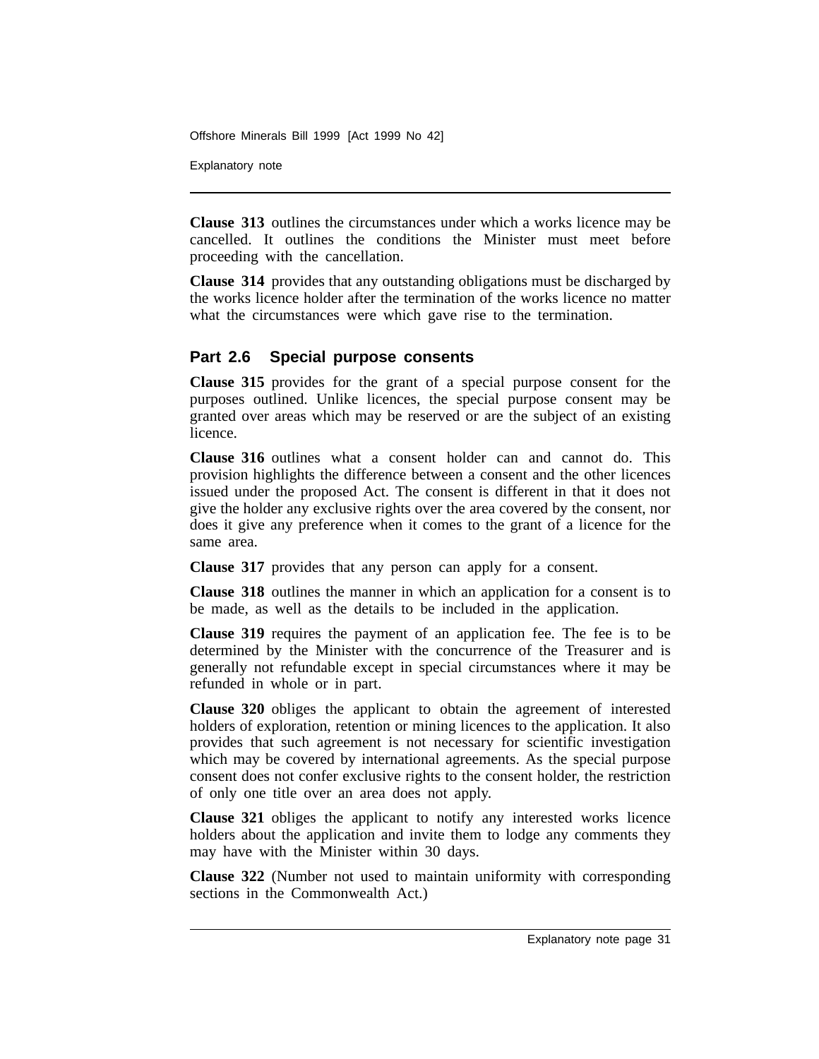**Clause 313** outlines the circumstances under which a works licence may be cancelled. It outlines the conditions the Minister must meet before proceeding with the cancellation.

**Clause 314** provides that any outstanding obligations must be discharged by the works licence holder after the termination of the works licence no matter what the circumstances were which gave rise to the termination.

## Part 2.6 Special purpose consents

**Clause 315** provides for the grant of a special purpose consent for the purposes outlined. Unlike licences, the special purpose consent may be granted over areas which may be reserved or are the subject of an existing licence.

**Clause 316** outlines what a consent holder can and cannot do. This provision highlights the difference between a consent and the other licences issued under the proposed Act. The consent is different in that it does not give the holder any exclusive rights over the area covered by the consent, nor does it give any preference when it comes to the grant of a licence for the same area.

**Clause 317** provides that any person can apply for a consent.

**Clause 318** outlines the manner in which an application for a consent is to be made, as well as the details to be included in the application.

**Clause 319** requires the payment of an application fee. The fee is to be determined by the Minister with the concurrence of the Treasurer and is generally not refundable except in special circumstances where it may be refunded in whole or in part.

**Clause 320** obliges the applicant to obtain the agreement of interested holders of exploration, retention or mining licences to the application. It also provides that such agreement is not necessary for scientific investigation which may be covered by international agreements. As the special purpose consent does not confer exclusive rights to the consent holder, the restriction of only one title over an area does not apply.

**Clause 321** obliges the applicant to notify any interested works licence holders about the application and invite them to lodge any comments they may have with the Minister within 30 days.

**Clause 322** (Number not used to maintain uniformity with corresponding sections in the Commonwealth Act.)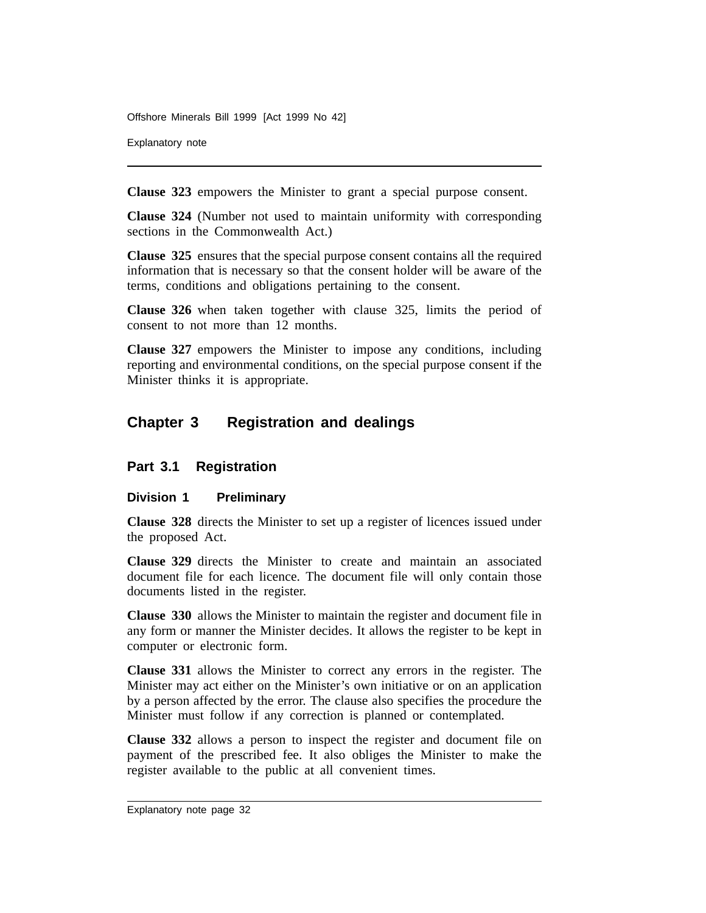**Clause 323** empowers the Minister to grant a special purpose consent.

**Clause 324** (Number not used to maintain uniformity with corresponding sections in the Commonwealth Act.)

**Clause 325** ensures that the special purpose consent contains all the required information that is necessary so that the consent holder will be aware of the terms, conditions and obligations pertaining to the consent.

**Clause 326** when taken together with clause 325, limits the period of consent to not more than 12 months.

**Clause 327** empowers the Minister to impose any conditions, including reporting and environmental conditions, on the special purpose consent if the Minister thinks it is appropriate.

## Chapter 3 Registration and dealings

### Part 3.1 Registration

#### Division 1 Preliminary

**Clause 328** directs the Minister to set up a register of licences issued under the proposed Act.

**Clause 329** directs the Minister to create and maintain an associated document file for each licence. The document file will only contain those documents listed in the register.

**Clause 330** allows the Minister to maintain the register and document file in any form or manner the Minister decides. It allows the register to be kept in computer or electronic form.

**Clause 331** allows the Minister to correct any errors in the register. The Minister may act either on the Minister's own initiative or on an application by a person affected by the error. The clause also specifies the procedure the Minister must follow if any correction is planned or contemplated.

**Clause 332** allows a person to inspect the register and document file on payment of the prescribed fee. It also obliges the Minister to make the register available to the public at all convenient times.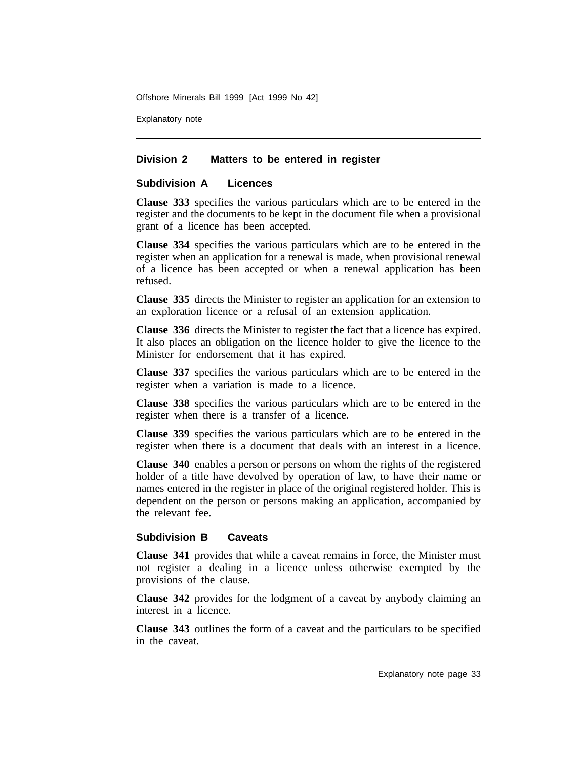## Division 2 Matters to be entered in register

### Subdivision A Licences

**Clause 333** specifies the various particulars which are to be entered in the register and the documents to be kept in the document file when a provisional grant of a licence has been accepted.

**Clause 334** specifies the various particulars which are to be entered in the register when an application for a renewal is made, when provisional renewal of a licence has been accepted or when a renewal application has been refused.

**Clause 335** directs the Minister to register an application for an extension to an exploration licence or a refusal of an extension application.

**Clause 336** directs the Minister to register the fact that a licence has expired. It also places an obligation on the licence holder to give the licence to the Minister for endorsement that it has expired.

**Clause 337** specifies the various particulars which are to be entered in the register when a variation is made to a licence.

**Clause 338** specifies the various particulars which are to be entered in the register when there is a transfer of a licence.

**Clause 339** specifies the various particulars which are to be entered in the register when there is a document that deals with an interest in a licence.

**Clause 340** enables a person or persons on whom the rights of the registered holder of a title have devolved by operation of law, to have their name or names entered in the register in place of the original registered holder. This is dependent on the person or persons making an application, accompanied by the relevant fee.

### Subdivision B Caveats

**Clause 341** provides that while a caveat remains in force, the Minister must not register a dealing in a licence unless otherwise exempted by the provisions of the clause.

**Clause 342** provides for the lodgment of a caveat by anybody claiming an interest in a licence.

**Clause 343** outlines the form of a caveat and the particulars to be specified in the caveat.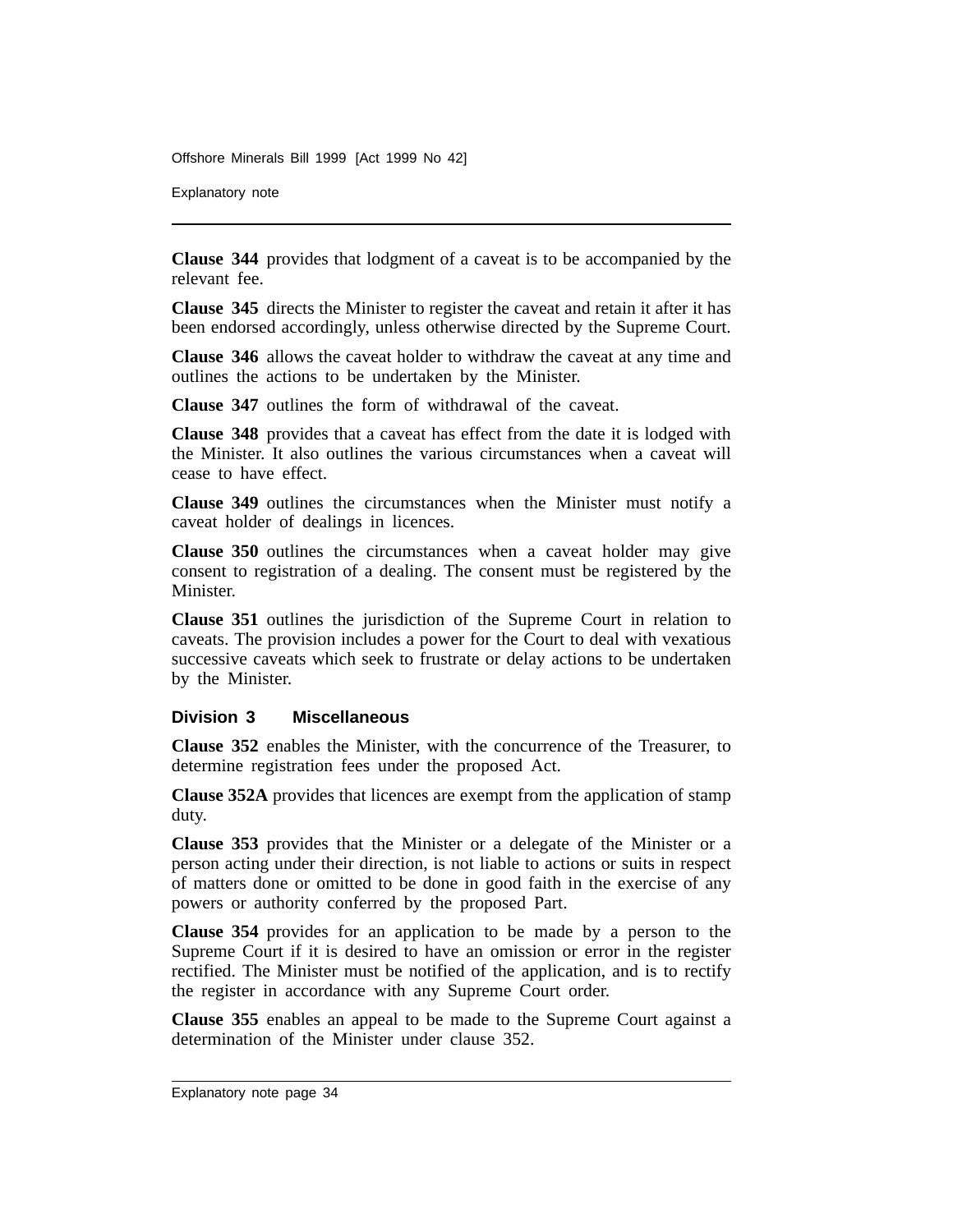**Clause 344** provides that lodgment of a caveat is to be accompanied by the relevant fee.

**Clause 345** directs the Minister to register the caveat and retain it after it has been endorsed accordingly, unless otherwise directed by the Supreme Court.

**Clause 346** allows the caveat holder to withdraw the caveat at any time and outlines the actions to be undertaken by the Minister.

**Clause 347** outlines the form of withdrawal of the caveat.

**Clause 348** provides that a caveat has effect from the date it is lodged with the Minister. It also outlines the various circumstances when a caveat will cease to have effect.

**Clause 349** outlines the circumstances when the Minister must notify a caveat holder of dealings in licences.

**Clause 350** outlines the circumstances when a caveat holder may give consent to registration of a dealing. The consent must be registered by the Minister.

**Clause 351** outlines the jurisdiction of the Supreme Court in relation to caveats. The provision includes a power for the Court to deal with vexatious successive caveats which seek to frustrate or delay actions to be undertaken by the Minister.

### Division 3 Miscellaneous

**Clause 352** enables the Minister, with the concurrence of the Treasurer, to determine registration fees under the proposed Act.

**Clause 352A** provides that licences are exempt from the application of stamp duty.

**Clause 353** provides that the Minister or a delegate of the Minister or a person acting under their direction, is not liable to actions or suits in respect of matters done or omitted to be done in good faith in the exercise of any powers or authority conferred by the proposed Part.

**Clause 354** provides for an application to be made by a person to the Supreme Court if it is desired to have an omission or error in the register rectified. The Minister must be notified of the application, and is to rectify the register in accordance with any Supreme Court order.

**Clause 355** enables an appeal to be made to the Supreme Court against a determination of the Minister under clause 352.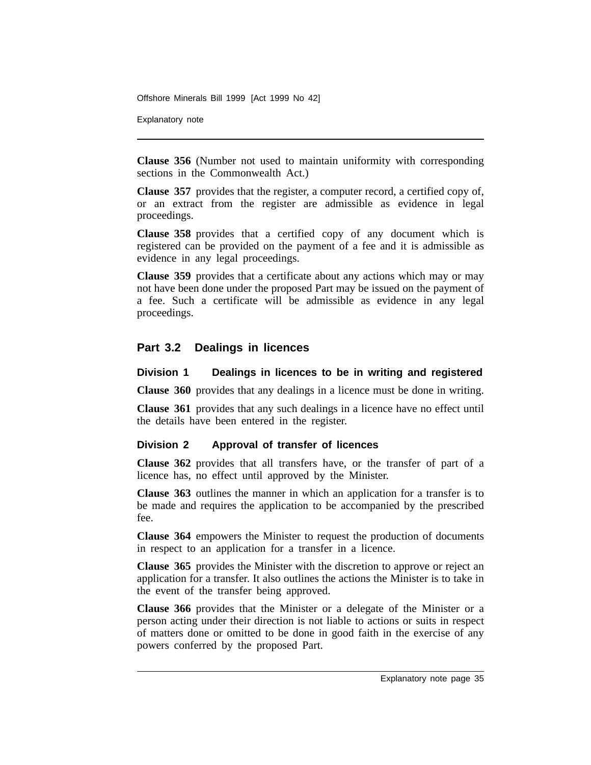**Clause 356** (Number not used to maintain uniformity with corresponding sections in the Commonwealth Act.)

**Clause 357** provides that the register, a computer record, a certified copy of, or an extract from the register are admissible as evidence in legal proceedings.

**Clause 358** provides that a certified copy of any document which is registered can be provided on the payment of a fee and it is admissible as evidence in any legal proceedings.

**Clause 359** provides that a certificate about any actions which may or may not have been done under the proposed Part may be issued on the payment of a fee. Such a certificate will be admissible as evidence in any legal proceedings.

## Part 3.2 Dealings in licences

### Division 1 Dealings in licences to be in writing and registered

**Clause 360** provides that any dealings in a licence must be done in writing.

**Clause 361** provides that any such dealings in a licence have no effect until the details have been entered in the register.

### Division 2 Approval of transfer of licences

**Clause 362** provides that all transfers have, or the transfer of part of a licence has, no effect until approved by the Minister.

**Clause 363** outlines the manner in which an application for a transfer is to be made and requires the application to be accompanied by the prescribed fee.

**Clause 364** empowers the Minister to request the production of documents in respect to an application for a transfer in a licence.

**Clause 365** provides the Minister with the discretion to approve or reject an application for a transfer. It also outlines the actions the Minister is to take in the event of the transfer being approved.

**Clause 366** provides that the Minister or a delegate of the Minister or a person acting under their direction is not liable to actions or suits in respect of matters done or omitted to be done in good faith in the exercise of any powers conferred by the proposed Part.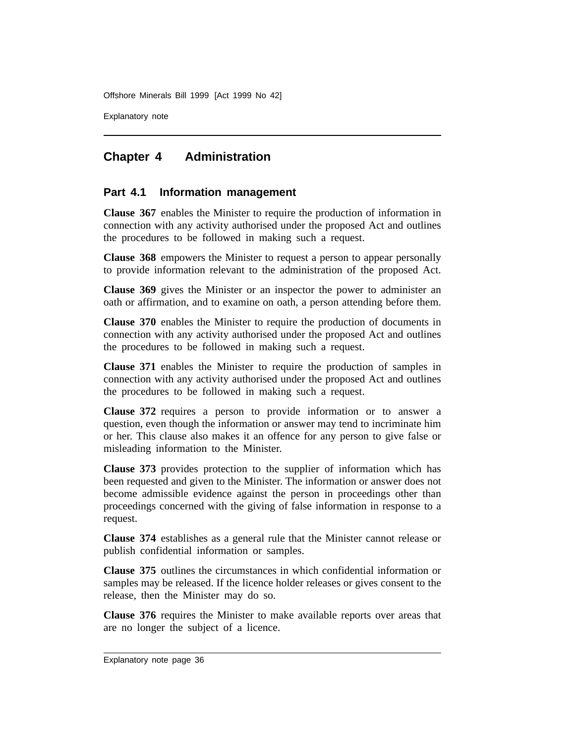## Chapter 4 Administration

### Part 4.1 Information management

**Clause 367** enables the Minister to require the production of information in connection with any activity authorised under the proposed Act and outlines the procedures to be followed in making such a request.

**Clause 368** empowers the Minister to request a person to appear personally to provide information relevant to the administration of the proposed Act.

**Clause 369** gives the Minister or an inspector the power to administer an oath or affirmation, and to examine on oath, a person attending before them.

**Clause 370** enables the Minister to require the production of documents in connection with any activity authorised under the proposed Act and outlines the procedures to be followed in making such a request.

**Clause 371** enables the Minister to require the production of samples in connection with any activity authorised under the proposed Act and outlines the procedures to be followed in making such a request.

**Clause 372** requires a person to provide information or to answer a question, even though the information or answer may tend to incriminate him or her. This clause also makes it an offence for any person to give false or misleading information to the Minister.

**Clause 373** provides protection to the supplier of information which has been requested and given to the Minister. The information or answer does not become admissible evidence against the person in proceedings other than proceedings concerned with the giving of false information in response to a request.

**Clause 374** establishes as a general rule that the Minister cannot release or publish confidential information or samples.

**Clause 375** outlines the circumstances in which confidential information or samples may be released. If the licence holder releases or gives consent to the release, then the Minister may do so.

**Clause 376** requires the Minister to make available reports over areas that are no longer the subject of a licence.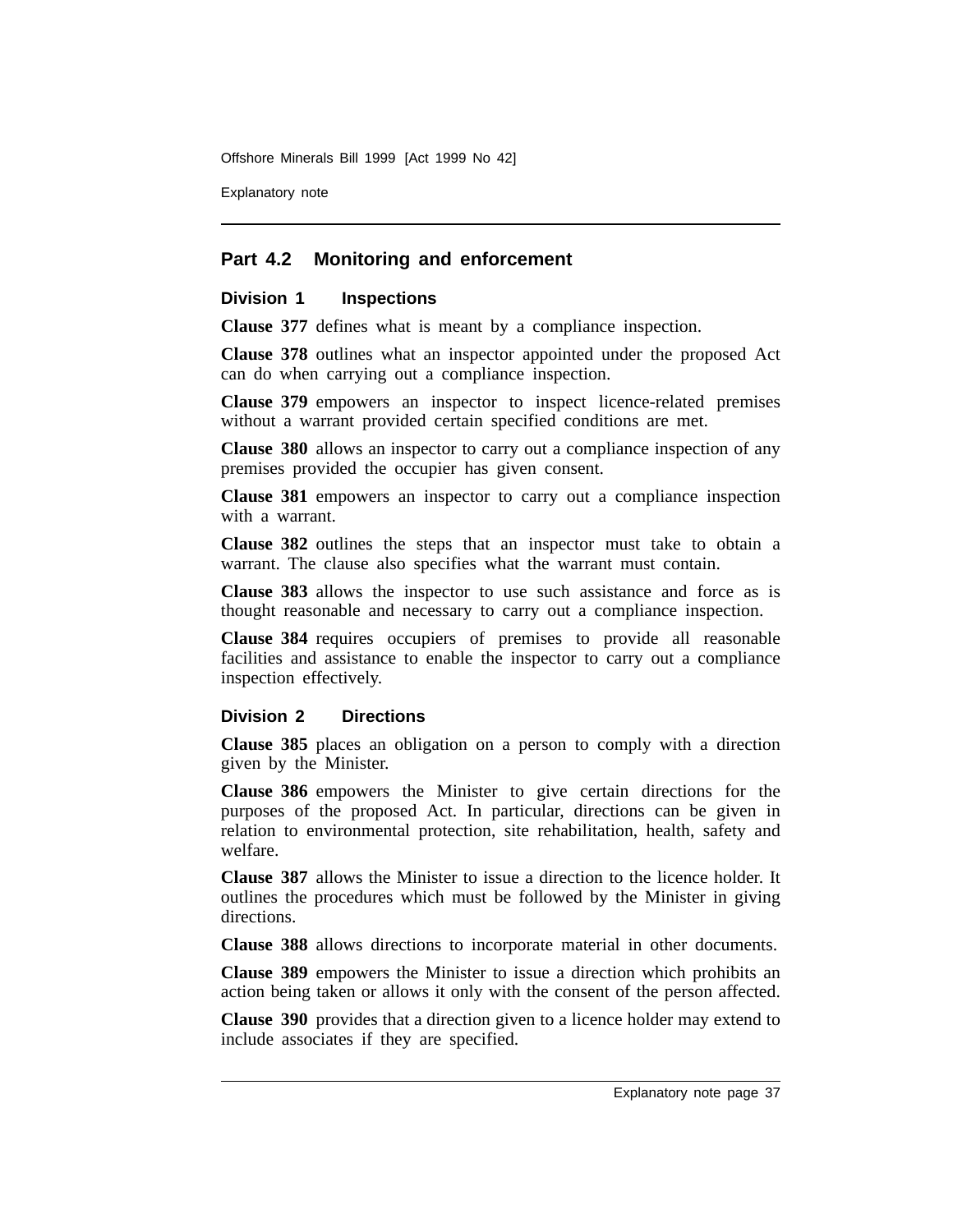## Part 4.2 Monitoring and enforcement

### Division 1 Inspections

**Clause 377** defines what is meant by a compliance inspection.

**Clause 378** outlines what an inspector appointed under the proposed Act can do when carrying out a compliance inspection.

**Clause 379** empowers an inspector to inspect licence-related premises without a warrant provided certain specified conditions are met.

**Clause 380** allows an inspector to carry out a compliance inspection of any premises provided the occupier has given consent.

**Clause 381** empowers an inspector to carry out a compliance inspection with a warrant.

**Clause 382** outlines the steps that an inspector must take to obtain a warrant. The clause also specifies what the warrant must contain.

**Clause 383** allows the inspector to use such assistance and force as is thought reasonable and necessary to carry out a compliance inspection.

**Clause 384** requires occupiers of premises to provide all reasonable facilities and assistance to enable the inspector to carry out a compliance inspection effectively.

### Division 2 Directions

**Clause 385** places an obligation on a person to comply with a direction given by the Minister.

**Clause 386** empowers the Minister to give certain directions for the purposes of the proposed Act. In particular, directions can be given in relation to environmental protection, site rehabilitation, health, safety and welfare.

**Clause 387** allows the Minister to issue a direction to the licence holder. It outlines the procedures which must be followed by the Minister in giving directions.

**Clause 388** allows directions to incorporate material in other documents.

**Clause 389** empowers the Minister to issue a direction which prohibits an action being taken or allows it only with the consent of the person affected.

**Clause 390** provides that a direction given to a licence holder may extend to include associates if they are specified.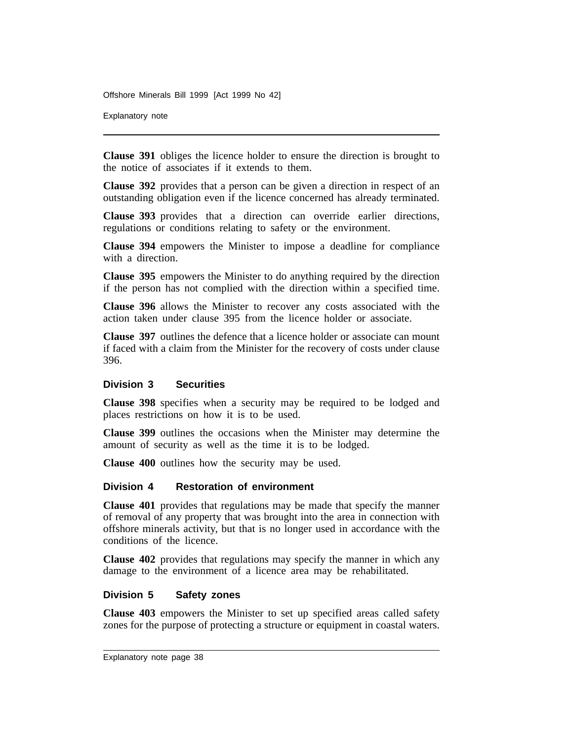**Clause 391** obliges the licence holder to ensure the direction is brought to the notice of associates if it extends to them.

**Clause 392** provides that a person can be given a direction in respect of an outstanding obligation even if the licence concerned has already terminated.

**Clause 393** provides that a direction can override earlier directions, regulations or conditions relating to safety or the environment.

**Clause 394** empowers the Minister to impose a deadline for compliance with a direction.

**Clause 395** empowers the Minister to do anything required by the direction if the person has not complied with the direction within a specified time.

**Clause 396** allows the Minister to recover any costs associated with the action taken under clause 395 from the licence holder or associate.

**Clause 397** outlines the defence that a licence holder or associate can mount if faced with a claim from the Minister for the recovery of costs under clause 396.

### Division 3 Securities

**Clause 398** specifies when a security may be required to be lodged and places restrictions on how it is to be used.

**Clause 399** outlines the occasions when the Minister may determine the amount of security as well as the time it is to be lodged.

**Clause 400** outlines how the security may be used.

### Division 4 Restoration of environment

**Clause 401** provides that regulations may be made that specify the manner of removal of any property that was brought into the area in connection with offshore minerals activity, but that is no longer used in accordance with the conditions of the licence.

**Clause 402** provides that regulations may specify the manner in which any damage to the environment of a licence area may be rehabilitated.

### Division 5 Safety zones

**Clause 403** empowers the Minister to set up specified areas called safety zones for the purpose of protecting a structure or equipment in coastal waters.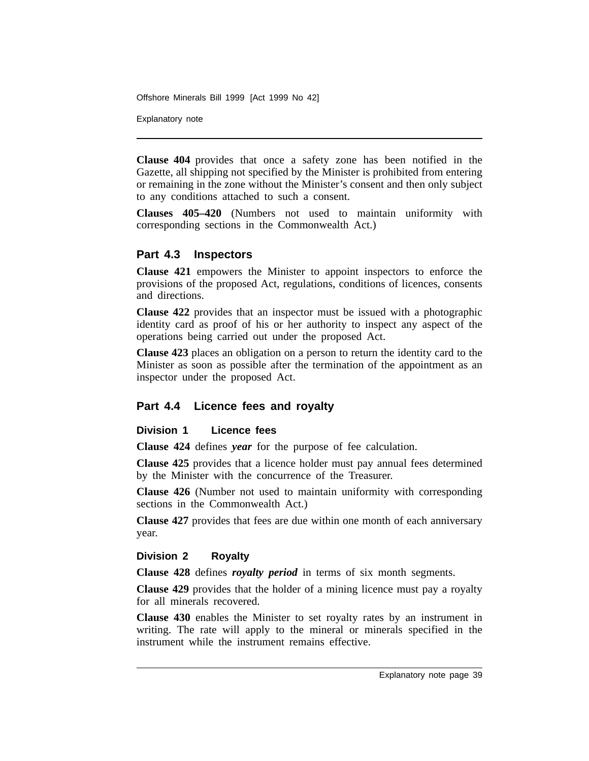**Clause 404** provides that once a safety zone has been notified in the Gazette, all shipping not specified by the Minister is prohibited from entering or remaining in the zone without the Minister's consent and then only subject to any conditions attached to such a consent.

**Clauses 405–420** (Numbers not used to maintain uniformity with corresponding sections in the Commonwealth Act.)

## Part 4.3 Inspectors

**Clause 421** empowers the Minister to appoint inspectors to enforce the provisions of the proposed Act, regulations, conditions of licences, consents and directions.

**Clause 422** provides that an inspector must be issued with a photographic identity card as proof of his or her authority to inspect any aspect of the operations being carried out under the proposed Act.

**Clause 423** places an obligation on a person to return the identity card to the Minister as soon as possible after the termination of the appointment as an inspector under the proposed Act.

## Part 4.4 Licence fees and royalty

### Division 1 Licence fees

**Clause 424** defines ***year*** for the purpose of fee calculation.

**Clause 425** provides that a licence holder must pay annual fees determined by the Minister with the concurrence of the Treasurer.

**Clause 426** (Number not used to maintain uniformity with corresponding sections in the Commonwealth Act.)

**Clause 427** provides that fees are due within one month of each anniversary year.

### Division 2 Royalty

**Clause 428** defines ***royalty period*** in terms of six month segments.

**Clause 429** provides that the holder of a mining licence must pay a royalty for all minerals recovered.

**Clause 430** enables the Minister to set royalty rates by an instrument in writing. The rate will apply to the mineral or minerals specified in the instrument while the instrument remains effective.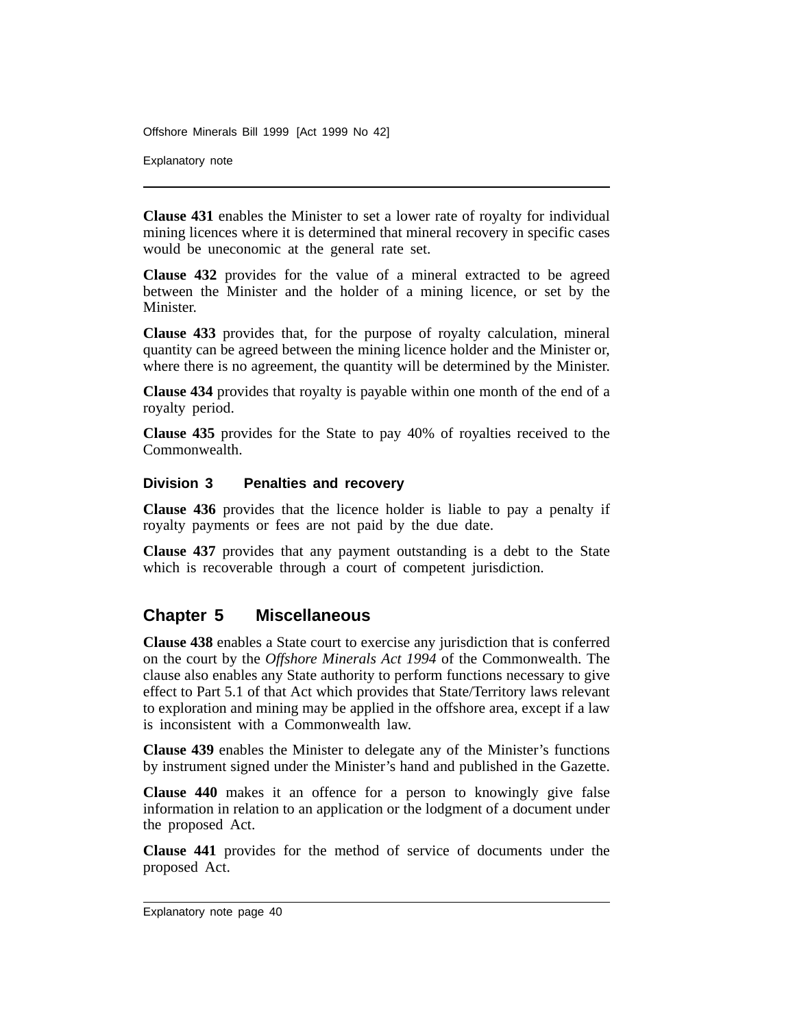**Clause 431** enables the Minister to set a lower rate of royalty for individual mining licences where it is determined that mineral recovery in specific cases would be uneconomic at the general rate set.

**Clause 432** provides for the value of a mineral extracted to be agreed between the Minister and the holder of a mining licence, or set by the Minister.

**Clause 433** provides that, for the purpose of royalty calculation, mineral quantity can be agreed between the mining licence holder and the Minister or, where there is no agreement, the quantity will be determined by the Minister.

**Clause 434** provides that royalty is payable within one month of the end of a royalty period.

**Clause 435** provides for the State to pay 40% of royalties received to the Commonwealth.

### Division 3 Penalties and recovery

**Clause 436** provides that the licence holder is liable to pay a penalty if royalty payments or fees are not paid by the due date.

**Clause 437** provides that any payment outstanding is a debt to the State which is recoverable through a court of competent jurisdiction.

## Chapter 5 Miscellaneous

**Clause 438** enables a State court to exercise any jurisdiction that is conferred on the court by the *Offshore Minerals Act 1994* of the Commonwealth. The clause also enables any State authority to perform functions necessary to give effect to Part 5.1 of that Act which provides that State/Territory laws relevant to exploration and mining may be applied in the offshore area, except if a law is inconsistent with a Commonwealth law.

**Clause 439** enables the Minister to delegate any of the Minister's functions by instrument signed under the Minister's hand and published in the Gazette.

**Clause 440** makes it an offence for a person to knowingly give false information in relation to an application or the lodgment of a document under the proposed Act.

**Clause 441** provides for the method of service of documents under the proposed Act.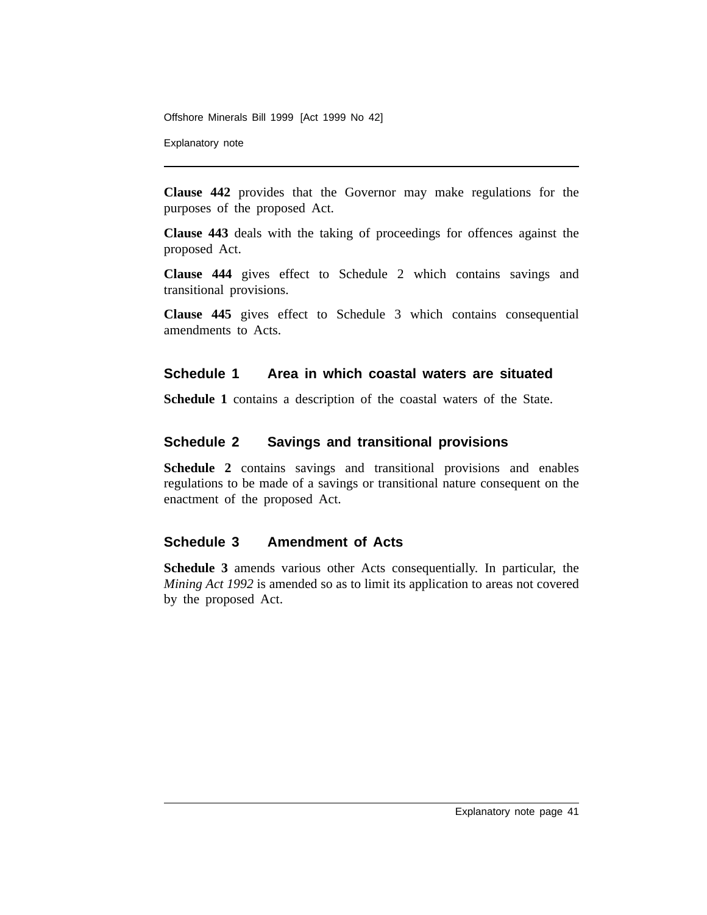**Clause 442** provides that the Governor may make regulations for the purposes of the proposed Act.

**Clause 443** deals with the taking of proceedings for offences against the proposed Act.

**Clause 444** gives effect to Schedule 2 which contains savings and transitional provisions.

**Clause 445** gives effect to Schedule 3 which contains consequential amendments to Acts.

## Schedule 1 Area in which coastal waters are situated

**Schedule 1** contains a description of the coastal waters of the State.

## Schedule 2 Savings and transitional provisions

**Schedule 2** contains savings and transitional provisions and enables regulations to be made of a savings or transitional nature consequent on the enactment of the proposed Act.

## Schedule 3 Amendment of Acts

**Schedule 3** amends various other Acts consequentially. In particular, the *Mining Act 1992* is amended so as to limit its application to areas not covered by the proposed Act.